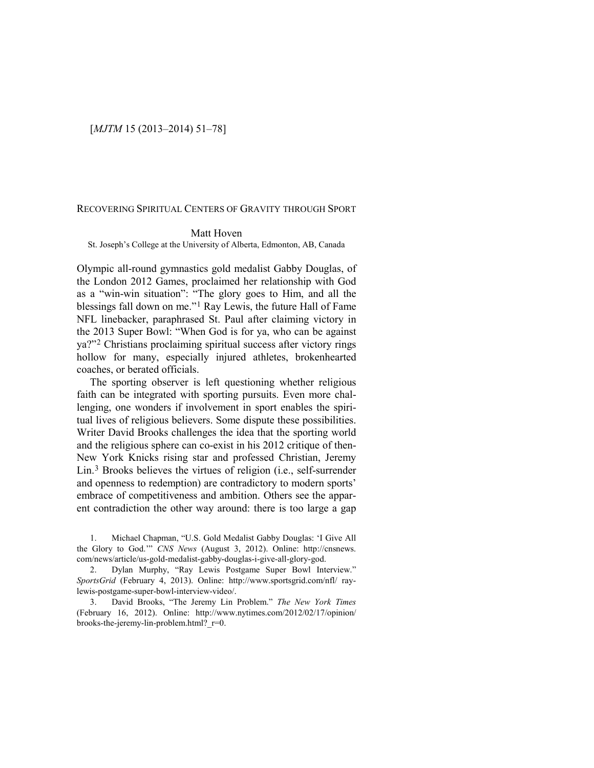# Recovering Spiritual Centers of Gravity through Sport

Matt Hoven

St. Joseph's College at the University of Alberta, Edmonton, AB, Canada

Olympic all-round gymnastics gold medalist Gabby Douglas, of the London 2012 Games, proclaimed her relationship with God as a "win-win situation": "The glory goes to Him, and all the blessings fall down on me."[1] Ray Lewis, the future Hall of Fame NFL linebacker, paraphrased St. Paul after claiming victory in the 2013 Super Bowl: "When God is for ya, who can be against ya?"[2] Christians proclaiming spiritual success after victory rings hollow for many, especially injured athletes, brokenhearted coaches, or berated officials.

The sporting observer is left questioning whether religious faith can be integrated with sporting pursuits. Even more challenging, one wonders if involvement in sport enables the spiritual lives of religious believers. Some dispute these possibilities. Writer David Brooks challenges the idea that the sporting world and the religious sphere can co-exist in his 2012 critique of then-New York Knicks rising star and professed Christian, Jeremy Lin.[3] Brooks believes the virtues of religion (i.e., self-surrender and openness to redemption) are contradictory to modern sports' embrace of competitiveness and ambition. Others see the apparent contradiction the other way around: there is too large a gap

1. Michael Chapman, "U.S. Gold Medalist Gabby Douglas: 'I Give All the Glory to God.'" *CNS News* (August 3, 2012). Online: http://cnsnews.com/news/article/us-gold-medalist-gabby-douglas-i-give-all-glory-god.

2. Dylan Murphy, "Ray Lewis Postgame Super Bowl Interview." *SportsGrid* (February 4, 2013). Online: http://www.sportsgrid.com/nfl/ray-lewis-postgame-super-bowl-interview-video/.

3. David Brooks, "The Jeremy Lin Problem." *The New York Times* (February 16, 2012). Online: http://www.nytimes.com/2012/02/17/opinion/brooks-the-jeremy-lin-problem.html?_r=0.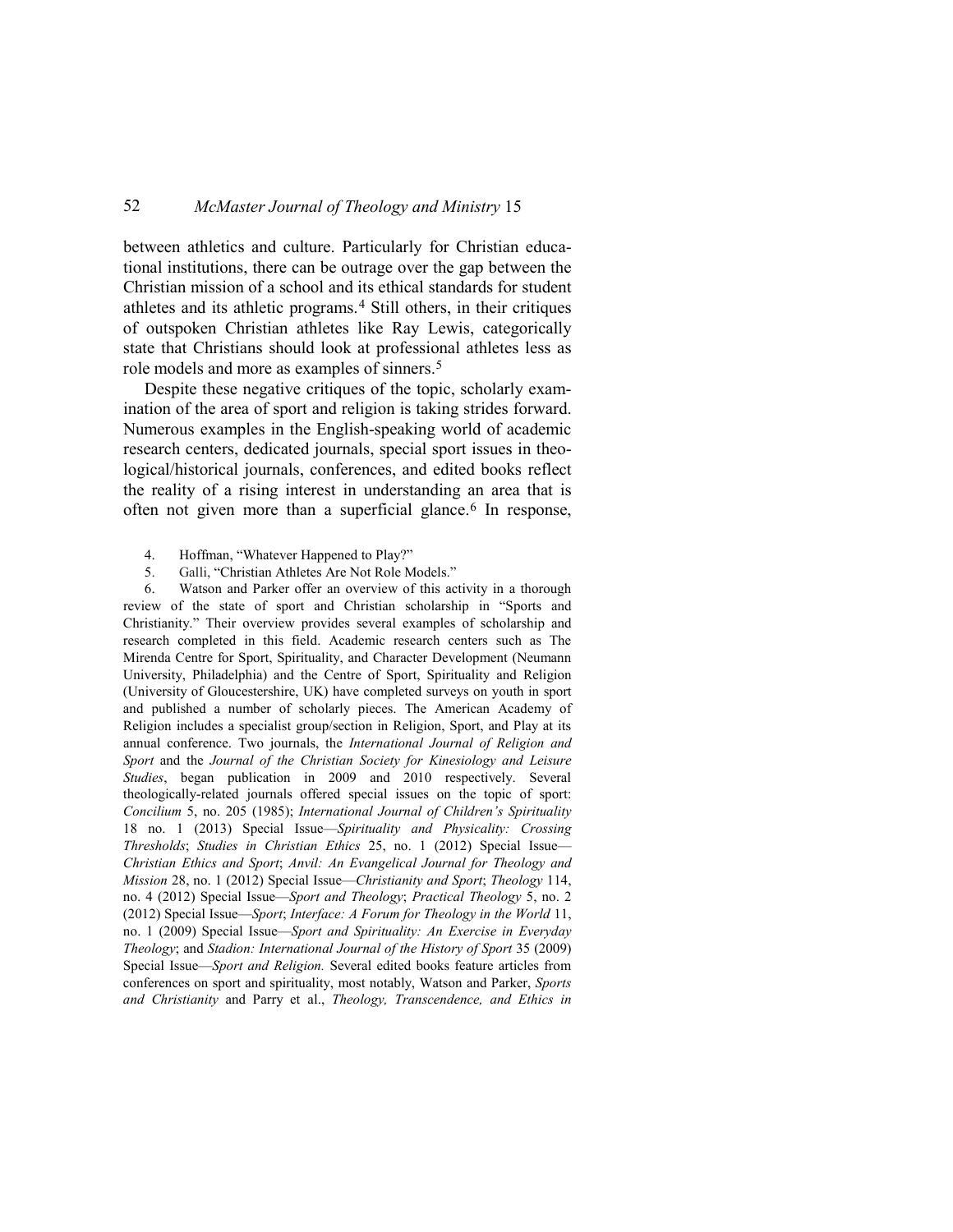between athletics and culture. Particularly for Christian educational institutions, there can be outrage over the gap between the Christian mission of a school and its ethical standards for student athletes and its athletic programs.[4] Still others, in their critiques of outspoken Christian athletes like Ray Lewis, categorically state that Christians should look at professional athletes less as role models and more as examples of sinners.[5]

Despite these negative critiques of the topic, scholarly examination of the area of sport and religion is taking strides forward. Numerous examples in the English-speaking world of academic research centers, dedicated journals, special sport issues in theological/historical journals, conferences, and edited books reflect the reality of a rising interest in understanding an area that is often not given more than a superficial glance.[6] In response,

4. Hoffman, "Whatever Happened to Play?"

5. Galli, "Christian Athletes Are Not Role Models."

6. Watson and Parker offer an overview of this activity in a thorough review of the state of sport and Christian scholarship in "Sports and Christianity." Their overview provides several examples of scholarship and research completed in this field. Academic research centers such as The Mirenda Centre for Sport, Spirituality, and Character Development (Neumann University, Philadelphia) and the Centre of Sport, Spirituality and Religion (University of Gloucestershire, UK) have completed surveys on youth in sport and published a number of scholarly pieces. The American Academy of Religion includes a specialist group/section in Religion, Sport, and Play at its annual conference. Two journals, the *International Journal of Religion and Sport* and the *Journal of the Christian Society for Kinesiology and Leisure Studies*, began publication in 2009 and 2010 respectively. Several theologically-related journals offered special issues on the topic of sport: *Concilium* 5, no. 205 (1985); *International Journal of Children's Spirituality* 18 no. 1 (2013) Special Issue—*Spirituality and Physicality: Crossing Thresholds*; *Studies in Christian Ethics* 25, no. 1 (2012) Special Issue—*Christian Ethics and Sport*; *Anvil: An Evangelical Journal for Theology and Mission* 28, no. 1 (2012) Special Issue—*Christianity and Sport*; *Theology* 114, no. 4 (2012) Special Issue—*Sport and Theology*; *Practical Theology* 5, no. 2 (2012) Special Issue—*Sport*; *Interface: A Forum for Theology in the World* 11, no. 1 (2009) Special Issue—*Sport and Spirituality: An Exercise in Everyday Theology*; and *Stadion: International Journal of the History of Sport* 35 (2009) Special Issue—*Sport and Religion.* Several edited books feature articles from conferences on sport and spirituality, most notably, Watson and Parker, *Sports and Christianity* and Parry et al., *Theology, Transcendence, and Ethics in*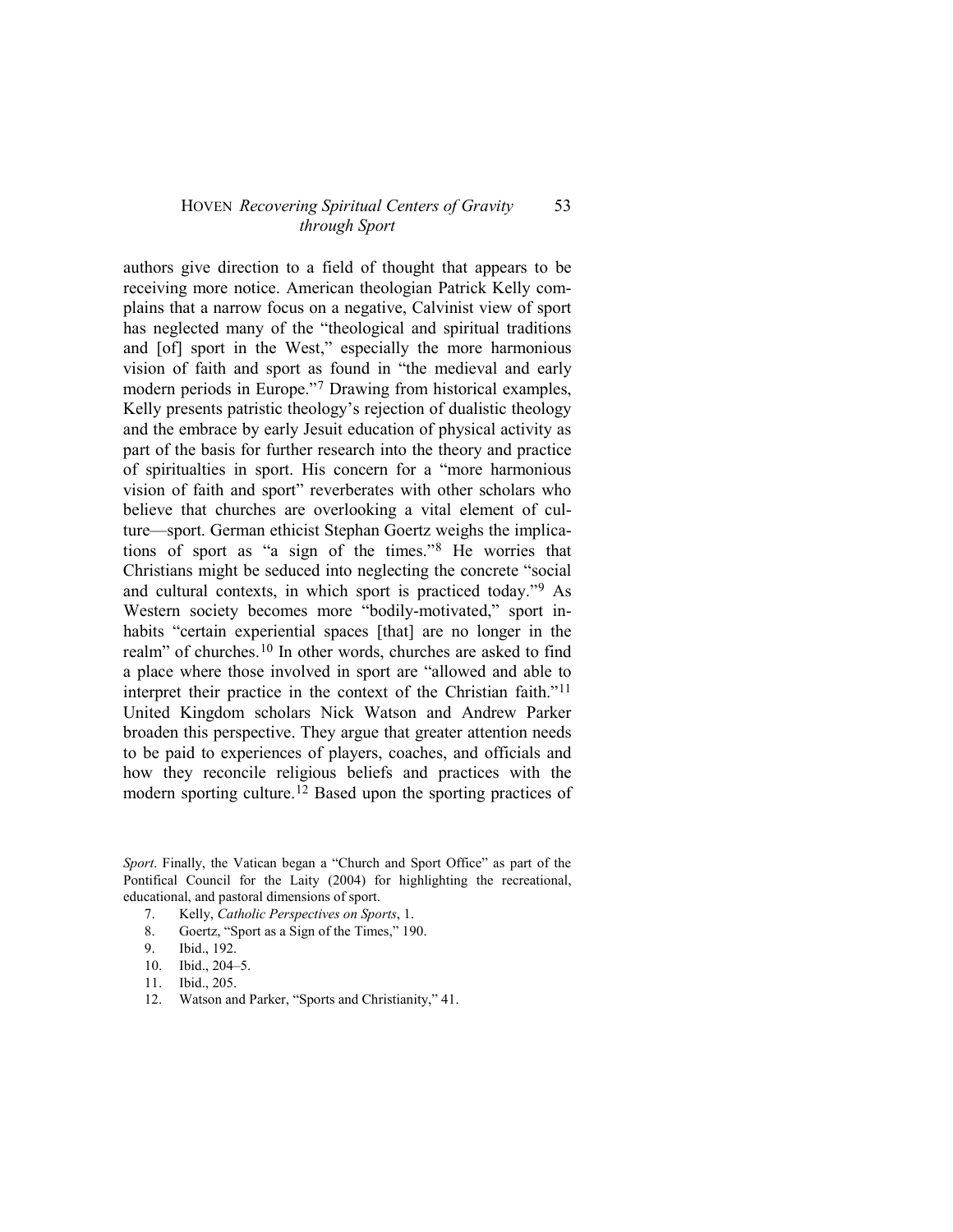authors give direction to a field of thought that appears to be receiving more notice. American theologian Patrick Kelly complains that a narrow focus on a negative, Calvinist view of sport has neglected many of the "theological and spiritual traditions and [of] sport in the West," especially the more harmonious vision of faith and sport as found in "the medieval and early modern periods in Europe."[7] Drawing from historical examples, Kelly presents patristic theology's rejection of dualistic theology and the embrace by early Jesuit education of physical activity as part of the basis for further research into the theory and practice of spiritualties in sport. His concern for a "more harmonious vision of faith and sport" reverberates with other scholars who believe that churches are overlooking a vital element of culture—sport. German ethicist Stephan Goertz weighs the implications of sport as "a sign of the times."[8] He worries that Christians might be seduced into neglecting the concrete "social and cultural contexts, in which sport is practiced today."[9] As Western society becomes more "bodily-motivated," sport inhabits "certain experiential spaces [that] are no longer in the realm" of churches.[10] In other words, churches are asked to find a place where those involved in sport are "allowed and able to interpret their practice in the context of the Christian faith."[11] United Kingdom scholars Nick Watson and Andrew Parker broaden this perspective. They argue that greater attention needs to be paid to experiences of players, coaches, and officials and how they reconcile religious beliefs and practices with the modern sporting culture.[12] Based upon the sporting practices of

*Sport*. Finally, the Vatican began a "Church and Sport Office" as part of the Pontifical Council for the Laity (2004) for highlighting the recreational, educational, and pastoral dimensions of sport.

7. Kelly, *Catholic Perspectives on Sports*, 1.
8. Goertz, "Sport as a Sign of the Times," 190.
9. Ibid., 192.
10. Ibid., 204–5.
11. Ibid., 205.
12. Watson and Parker, "Sports and Christianity," 41.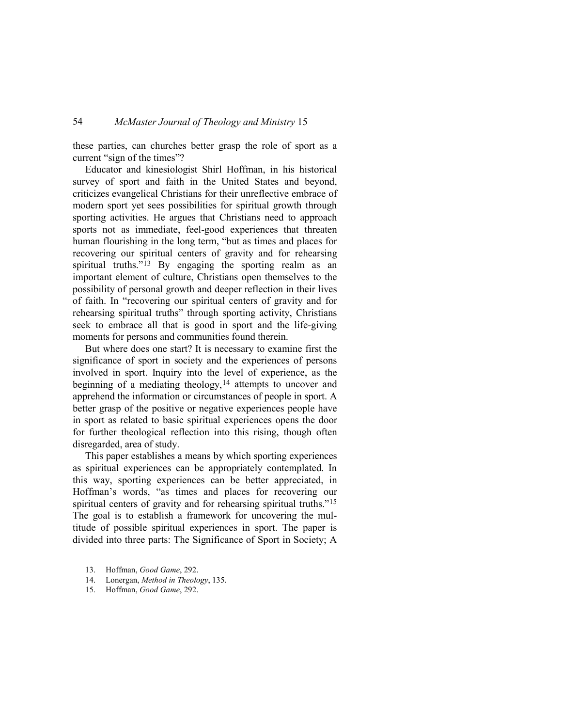these parties, can churches better grasp the role of sport as a current "sign of the times"?

Educator and kinesiologist Shirl Hoffman, in his historical survey of sport and faith in the United States and beyond, criticizes evangelical Christians for their unreflective embrace of modern sport yet sees possibilities for spiritual growth through sporting activities. He argues that Christians need to approach sports not as immediate, feel-good experiences that threaten human flourishing in the long term, "but as times and places for recovering our spiritual centers of gravity and for rehearsing spiritual truths."[13] By engaging the sporting realm as an important element of culture, Christians open themselves to the possibility of personal growth and deeper reflection in their lives of faith. In "recovering our spiritual centers of gravity and for rehearsing spiritual truths" through sporting activity, Christians seek to embrace all that is good in sport and the life-giving moments for persons and communities found therein.

But where does one start? It is necessary to examine first the significance of sport in society and the experiences of persons involved in sport. Inquiry into the level of experience, as the beginning of a mediating theology,[14] attempts to uncover and apprehend the information or circumstances of people in sport. A better grasp of the positive or negative experiences people have in sport as related to basic spiritual experiences opens the door for further theological reflection into this rising, though often disregarded, area of study.

This paper establishes a means by which sporting experiences as spiritual experiences can be appropriately contemplated. In this way, sporting experiences can be better appreciated, in Hoffman's words, "as times and places for recovering our spiritual centers of gravity and for rehearsing spiritual truths."[15] The goal is to establish a framework for uncovering the multitude of possible spiritual experiences in sport. The paper is divided into three parts: The Significance of Sport in Society; A

13. Hoffman, *Good Game*, 292.
14. Lonergan, *Method in Theology*, 135.
15. Hoffman, *Good Game*, 292.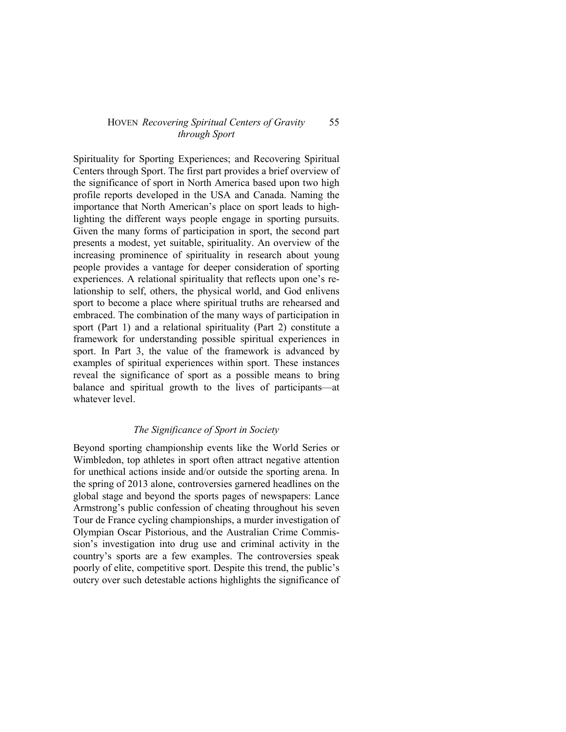Spirituality for Sporting Experiences; and Recovering Spiritual Centers through Sport. The first part provides a brief overview of the significance of sport in North America based upon two high profile reports developed in the USA and Canada. Naming the importance that North American's place on sport leads to highlighting the different ways people engage in sporting pursuits. Given the many forms of participation in sport, the second part presents a modest, yet suitable, spirituality. An overview of the increasing prominence of spirituality in research about young people provides a vantage for deeper consideration of sporting experiences. A relational spirituality that reflects upon one's relationship to self, others, the physical world, and God enlivens sport to become a place where spiritual truths are rehearsed and embraced. The combination of the many ways of participation in sport (Part 1) and a relational spirituality (Part 2) constitute a framework for understanding possible spiritual experiences in sport. In Part 3, the value of the framework is advanced by examples of spiritual experiences within sport. These instances reveal the significance of sport as a possible means to bring balance and spiritual growth to the lives of participants—at whatever level.

### *The Significance of Sport in Society*

Beyond sporting championship events like the World Series or Wimbledon, top athletes in sport often attract negative attention for unethical actions inside and/or outside the sporting arena. In the spring of 2013 alone, controversies garnered headlines on the global stage and beyond the sports pages of newspapers: Lance Armstrong's public confession of cheating throughout his seven Tour de France cycling championships, a murder investigation of Olympian Oscar Pistorious, and the Australian Crime Commission's investigation into drug use and criminal activity in the country's sports are a few examples. The controversies speak poorly of elite, competitive sport. Despite this trend, the public's outcry over such detestable actions highlights the significance of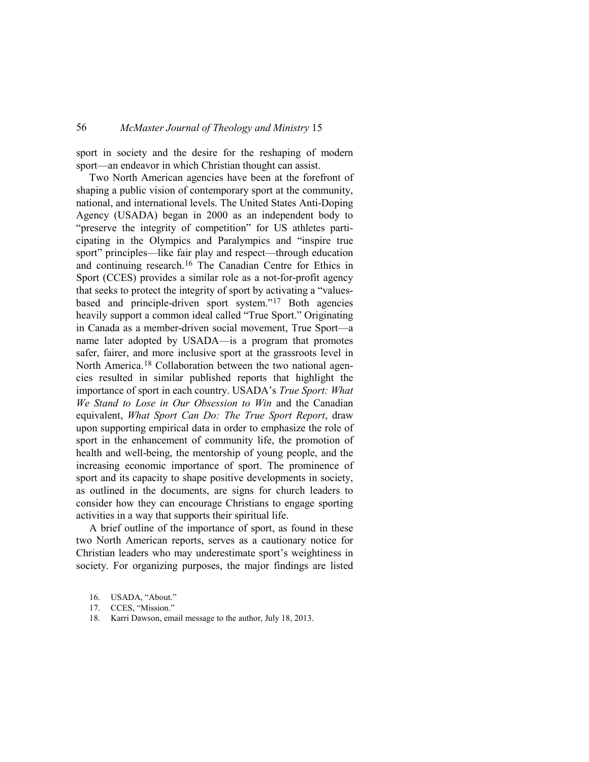sport in society and the desire for the reshaping of modern sport—an endeavor in which Christian thought can assist.

Two North American agencies have been at the forefront of shaping a public vision of contemporary sport at the community, national, and international levels. The United States Anti-Doping Agency (USADA) began in 2000 as an independent body to "preserve the integrity of competition" for US athletes participating in the Olympics and Paralympics and "inspire true sport" principles—like fair play and respect—through education and continuing research.[16] The Canadian Centre for Ethics in Sport (CCES) provides a similar role as a not-for-profit agency that seeks to protect the integrity of sport by activating a "values-based and principle-driven sport system."[17] Both agencies heavily support a common ideal called "True Sport." Originating in Canada as a member-driven social movement, True Sport—a name later adopted by USADA—is a program that promotes safer, fairer, and more inclusive sport at the grassroots level in North America.[18] Collaboration between the two national agencies resulted in similar published reports that highlight the importance of sport in each country. USADA's *True Sport: What We Stand to Lose in Our Obsession to Win* and the Canadian equivalent, *What Sport Can Do: The True Sport Report*, draw upon supporting empirical data in order to emphasize the role of sport in the enhancement of community life, the promotion of health and well-being, the mentorship of young people, and the increasing economic importance of sport. The prominence of sport and its capacity to shape positive developments in society, as outlined in the documents, are signs for church leaders to consider how they can encourage Christians to engage sporting activities in a way that supports their spiritual life.

A brief outline of the importance of sport, as found in these two North American reports, serves as a cautionary notice for Christian leaders who may underestimate sport's weightiness in society. For organizing purposes, the major findings are listed

16. USADA, "About."
17. CCES, "Mission."
18. Karri Dawson, email message to the author, July 18, 2013.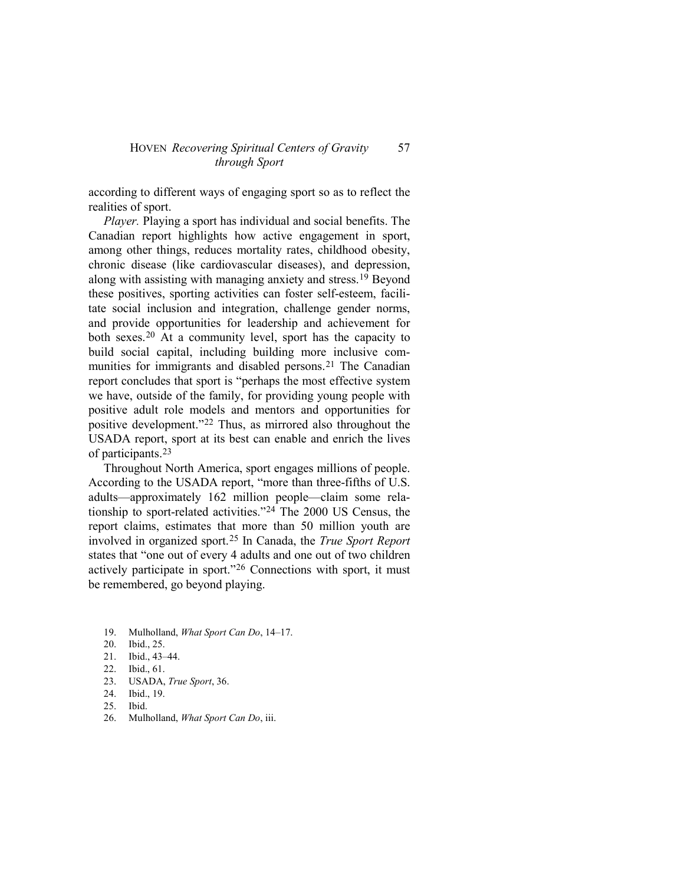according to different ways of engaging sport so as to reflect the realities of sport.

*Player.* Playing a sport has individual and social benefits. The Canadian report highlights how active engagement in sport, among other things, reduces mortality rates, childhood obesity, chronic disease (like cardiovascular diseases), and depression, along with assisting with managing anxiety and stress.[19] Beyond these positives, sporting activities can foster self-esteem, facilitate social inclusion and integration, challenge gender norms, and provide opportunities for leadership and achievement for both sexes.[20] At a community level, sport has the capacity to build social capital, including building more inclusive communities for immigrants and disabled persons.[21] The Canadian report concludes that sport is "perhaps the most effective system we have, outside of the family, for providing young people with positive adult role models and mentors and opportunities for positive development."[22] Thus, as mirrored also throughout the USADA report, sport at its best can enable and enrich the lives of participants.[23]

Throughout North America, sport engages millions of people. According to the USADA report, "more than three-fifths of U.S. adults—approximately 162 million people—claim some relationship to sport-related activities."[24] The 2000 US Census, the report claims, estimates that more than 50 million youth are involved in organized sport.[25] In Canada, the *True Sport Report* states that "one out of every 4 adults and one out of two children actively participate in sport."[26] Connections with sport, it must be remembered, go beyond playing.

19. Mulholland, *What Sport Can Do*, 14–17.
20. Ibid., 25.
21. Ibid., 43–44.
22. Ibid., 61.
23. USADA, *True Sport*, 36.
24. Ibid., 19.
25. Ibid.
26. Mulholland, *What Sport Can Do*, iii.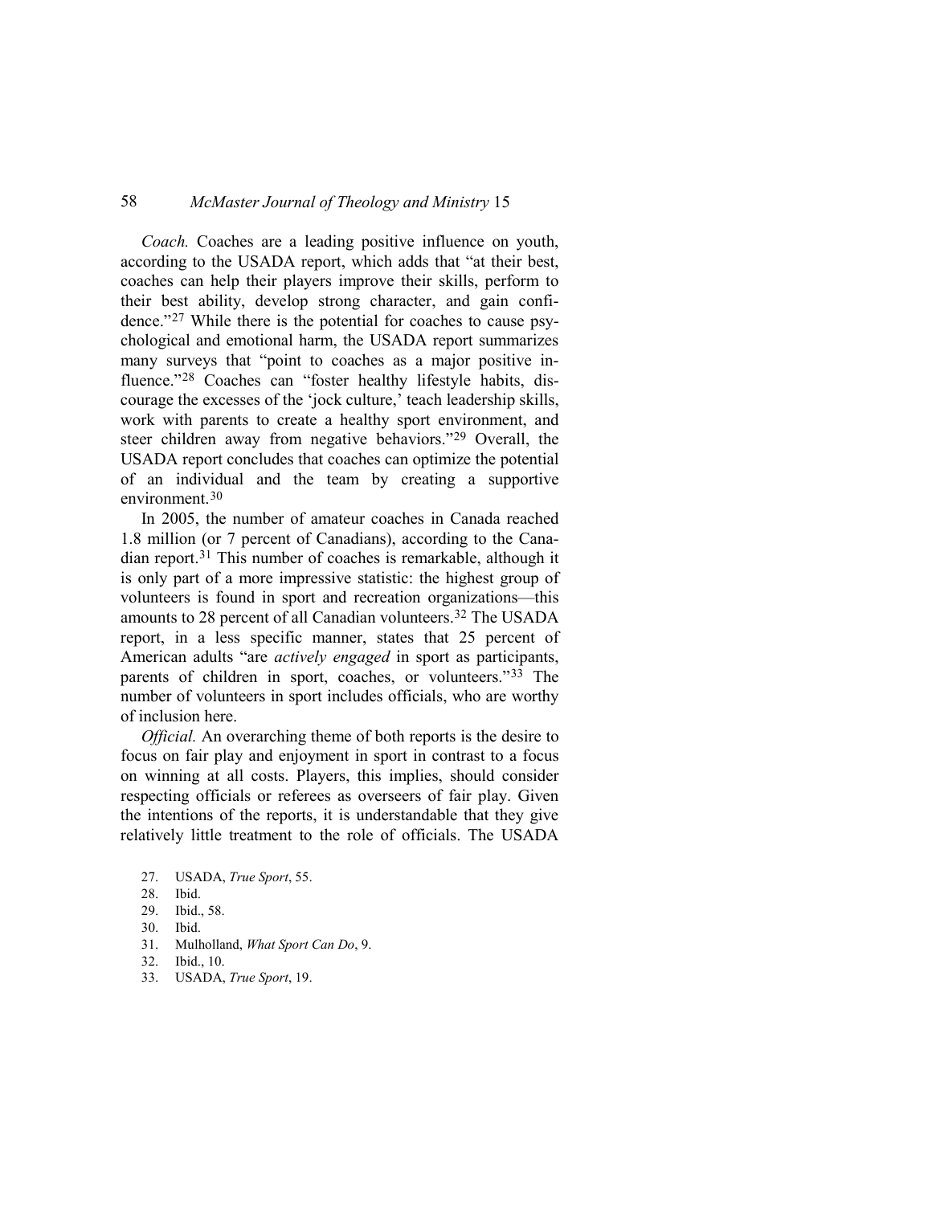*Coach.* Coaches are a leading positive influence on youth, according to the USADA report, which adds that "at their best, coaches can help their players improve their skills, perform to their best ability, develop strong character, and gain confidence."[27] While there is the potential for coaches to cause psychological and emotional harm, the USADA report summarizes many surveys that "point to coaches as a major positive influence."[28] Coaches can "foster healthy lifestyle habits, discourage the excesses of the 'jock culture,' teach leadership skills, work with parents to create a healthy sport environment, and steer children away from negative behaviors."[29] Overall, the USADA report concludes that coaches can optimize the potential of an individual and the team by creating a supportive environment.[30]

In 2005, the number of amateur coaches in Canada reached 1.8 million (or 7 percent of Canadians), according to the Canadian report.[31] This number of coaches is remarkable, although it is only part of a more impressive statistic: the highest group of volunteers is found in sport and recreation organizations—this amounts to 28 percent of all Canadian volunteers.[32] The USADA report, in a less specific manner, states that 25 percent of American adults "are *actively engaged* in sport as participants, parents of children in sport, coaches, or volunteers."[33] The number of volunteers in sport includes officials, who are worthy of inclusion here.

*Official.* An overarching theme of both reports is the desire to focus on fair play and enjoyment in sport in contrast to a focus on winning at all costs. Players, this implies, should consider respecting officials or referees as overseers of fair play. Given the intentions of the reports, it is understandable that they give relatively little treatment to the role of officials. The USADA

27. USADA, *True Sport*, 55.
28. Ibid.
29. Ibid., 58.
30. Ibid.
31. Mulholland, *What Sport Can Do*, 9.
32. Ibid., 10.
33. USADA, *True Sport*, 19.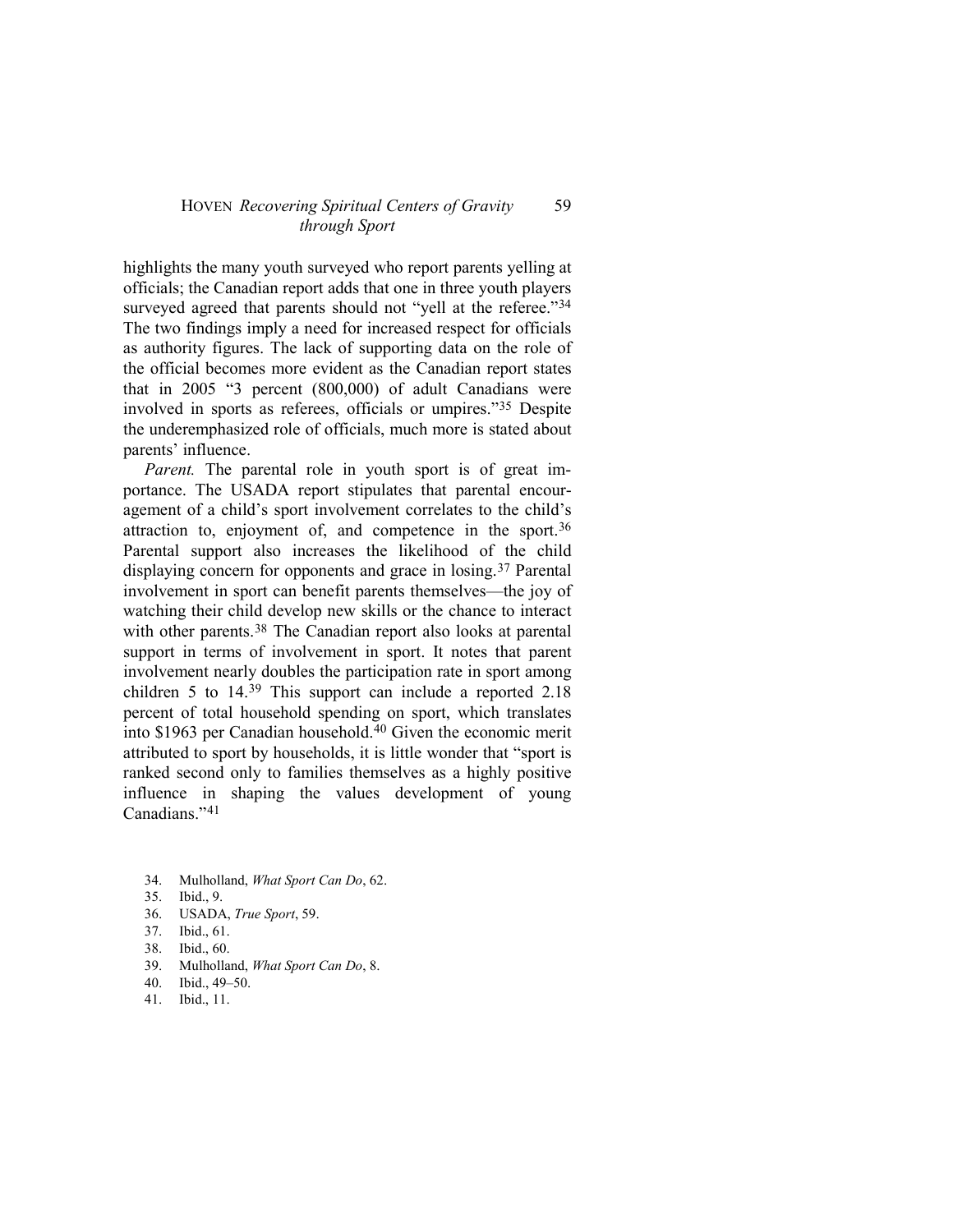highlights the many youth surveyed who report parents yelling at officials; the Canadian report adds that one in three youth players surveyed agreed that parents should not "yell at the referee."[34] The two findings imply a need for increased respect for officials as authority figures. The lack of supporting data on the role of the official becomes more evident as the Canadian report states that in 2005 "3 percent (800,000) of adult Canadians were involved in sports as referees, officials or umpires."[35] Despite the underemphasized role of officials, much more is stated about parents' influence.

*Parent.* The parental role in youth sport is of great importance. The USADA report stipulates that parental encouragement of a child's sport involvement correlates to the child's attraction to, enjoyment of, and competence in the sport.[36] Parental support also increases the likelihood of the child displaying concern for opponents and grace in losing.[37] Parental involvement in sport can benefit parents themselves—the joy of watching their child develop new skills or the chance to interact with other parents.[38] The Canadian report also looks at parental support in terms of involvement in sport. It notes that parent involvement nearly doubles the participation rate in sport among children 5 to 14.[39] This support can include a reported 2.18 percent of total household spending on sport, which translates into $1963 per Canadian household.[40] Given the economic merit attributed to sport by households, it is little wonder that "sport is ranked second only to families themselves as a highly positive influence in shaping the values development of young Canadians."[41]

34. Mulholland, *What Sport Can Do*, 62.
35. Ibid., 9.
36. USADA, *True Sport*, 59.
37. Ibid., 61.
38. Ibid., 60.
39. Mulholland, *What Sport Can Do*, 8.
40. Ibid., 49–50.
41. Ibid., 11.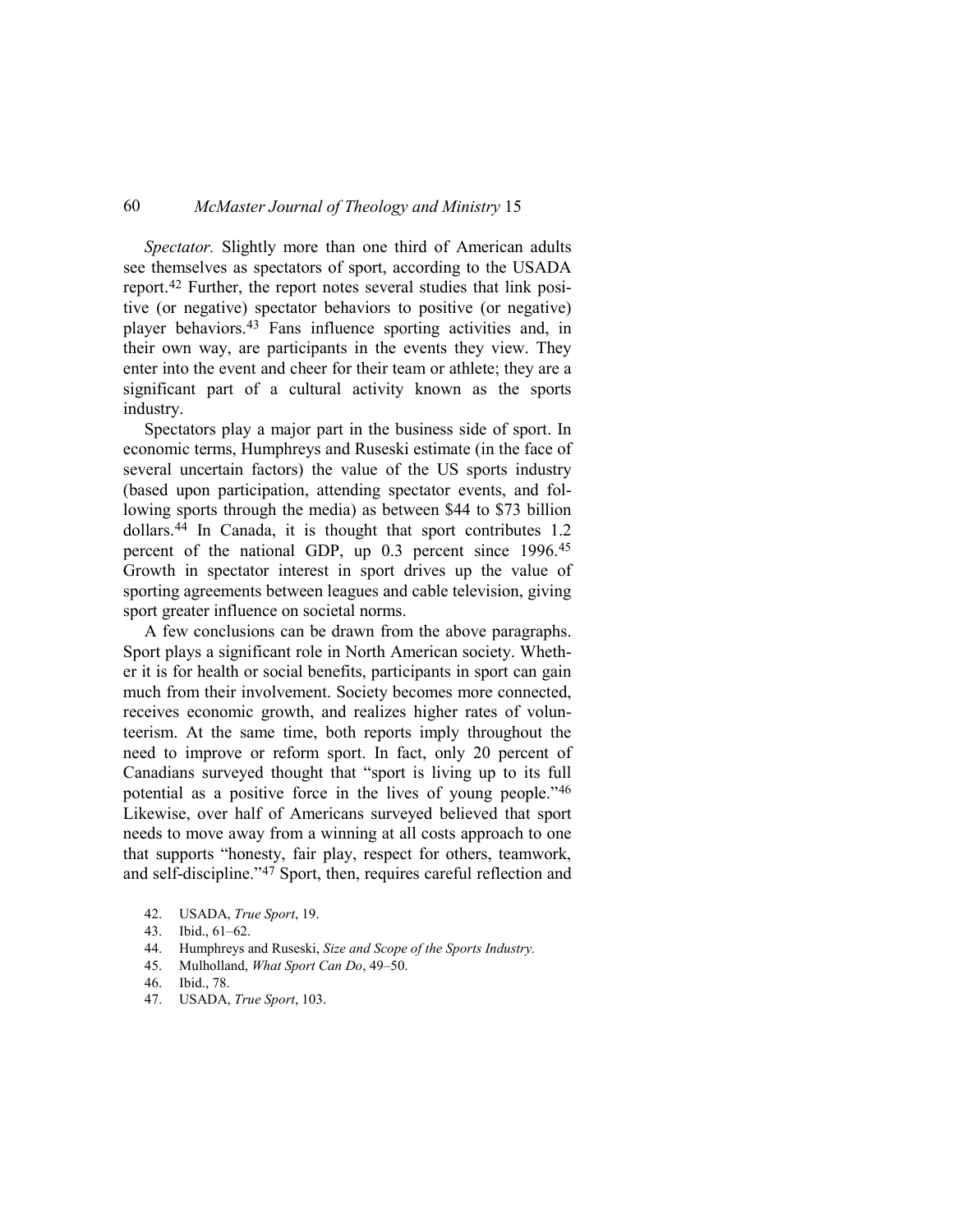*Spectator.* Slightly more than one third of American adults see themselves as spectators of sport, according to the USADA report.[42] Further, the report notes several studies that link positive (or negative) spectator behaviors to positive (or negative) player behaviors.[43] Fans influence sporting activities and, in their own way, are participants in the events they view. They enter into the event and cheer for their team or athlete; they are a significant part of a cultural activity known as the sports industry.

Spectators play a major part in the business side of sport. In economic terms, Humphreys and Ruseski estimate (in the face of several uncertain factors) the value of the US sports industry (based upon participation, attending spectator events, and following sports through the media) as between $44 to $73 billion dollars.[44] In Canada, it is thought that sport contributes 1.2 percent of the national GDP, up 0.3 percent since 1996.[45] Growth in spectator interest in sport drives up the value of sporting agreements between leagues and cable television, giving sport greater influence on societal norms.

A few conclusions can be drawn from the above paragraphs. Sport plays a significant role in North American society. Whether it is for health or social benefits, participants in sport can gain much from their involvement. Society becomes more connected, receives economic growth, and realizes higher rates of volunteerism. At the same time, both reports imply throughout the need to improve or reform sport. In fact, only 20 percent of Canadians surveyed thought that "sport is living up to its full potential as a positive force in the lives of young people."[46] Likewise, over half of Americans surveyed believed that sport needs to move away from a winning at all costs approach to one that supports "honesty, fair play, respect for others, teamwork, and self-discipline."[47] Sport, then, requires careful reflection and

42. USADA, *True Sport*, 19.
43. Ibid., 61–62.
44. Humphreys and Ruseski, *Size and Scope of the Sports Industry.*
45. Mulholland, *What Sport Can Do*, 49–50.
46. Ibid., 78.
47. USADA, *True Sport*, 103.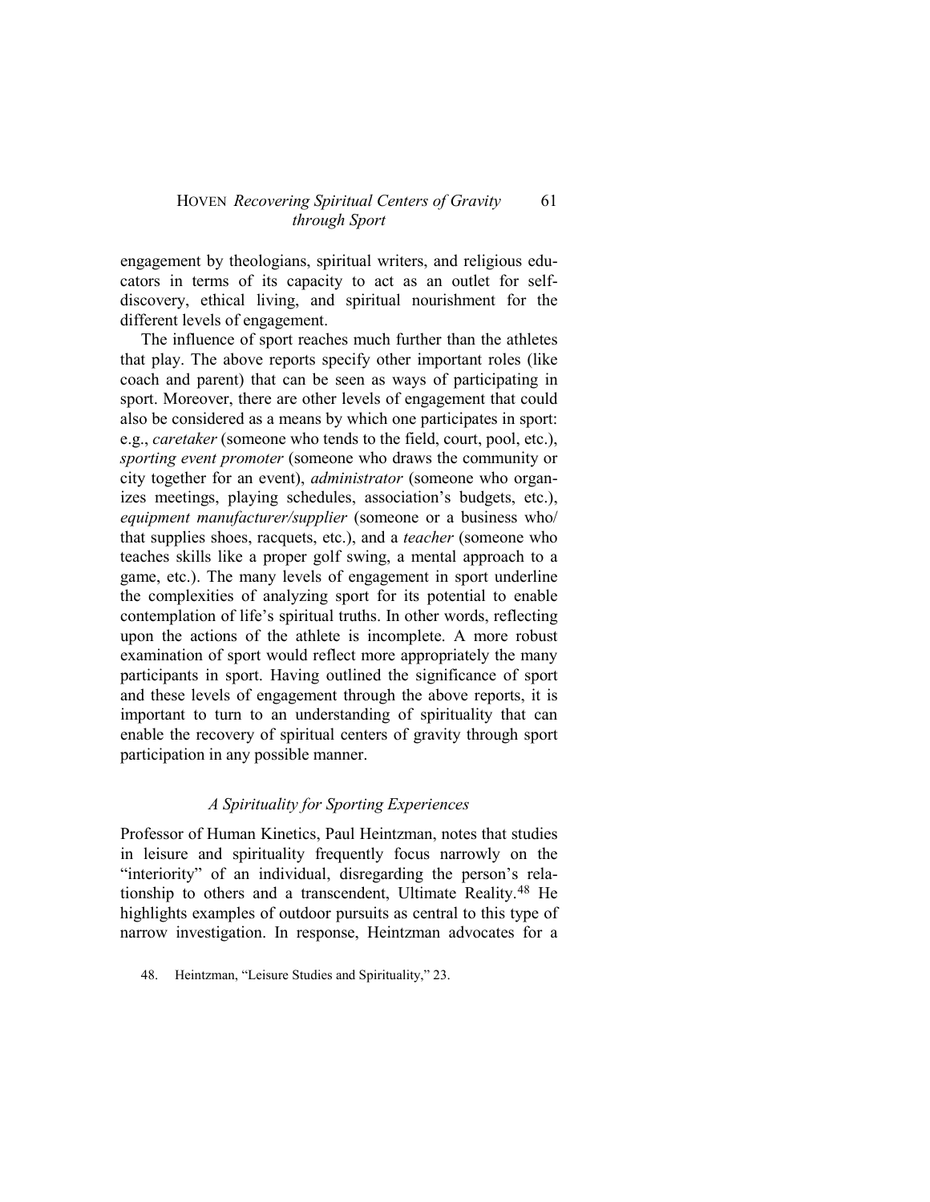engagement by theologians, spiritual writers, and religious educators in terms of its capacity to act as an outlet for self-discovery, ethical living, and spiritual nourishment for the different levels of engagement.

The influence of sport reaches much further than the athletes that play. The above reports specify other important roles (like coach and parent) that can be seen as ways of participating in sport. Moreover, there are other levels of engagement that could also be considered as a means by which one participates in sport: e.g., *caretaker* (someone who tends to the field, court, pool, etc.), *sporting event promoter* (someone who draws the community or city together for an event), *administrator* (someone who organizes meetings, playing schedules, association's budgets, etc.), *equipment manufacturer/supplier* (someone or a business who/that supplies shoes, racquets, etc.), and a *teacher* (someone who teaches skills like a proper golf swing, a mental approach to a game, etc.). The many levels of engagement in sport underline the complexities of analyzing sport for its potential to enable contemplation of life's spiritual truths. In other words, reflecting upon the actions of the athlete is incomplete. A more robust examination of sport would reflect more appropriately the many participants in sport. Having outlined the significance of sport and these levels of engagement through the above reports, it is important to turn to an understanding of spirituality that can enable the recovery of spiritual centers of gravity through sport participation in any possible manner.

### *A Spirituality for Sporting Experiences*

Professor of Human Kinetics, Paul Heintzman, notes that studies in leisure and spirituality frequently focus narrowly on the "interiority" of an individual, disregarding the person's relationship to others and a transcendent, Ultimate Reality.[48] He highlights examples of outdoor pursuits as central to this type of narrow investigation. In response, Heintzman advocates for a

48. Heintzman, "Leisure Studies and Spirituality," 23.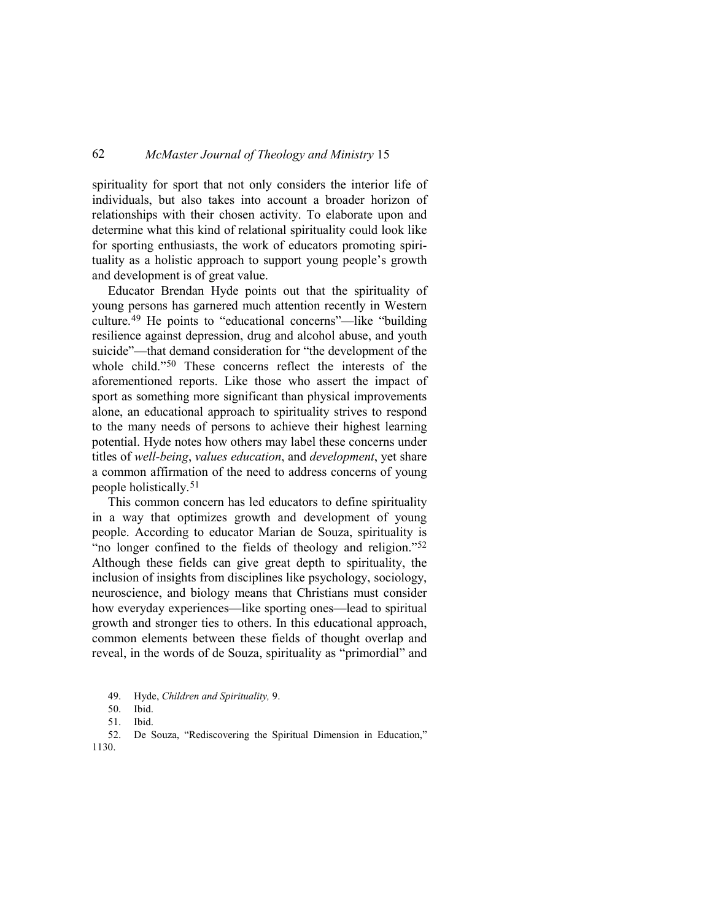spirituality for sport that not only considers the interior life of individuals, but also takes into account a broader horizon of relationships with their chosen activity. To elaborate upon and determine what this kind of relational spirituality could look like for sporting enthusiasts, the work of educators promoting spirituality as a holistic approach to support young people's growth and development is of great value.

Educator Brendan Hyde points out that the spirituality of young persons has garnered much attention recently in Western culture.[49] He points to "educational concerns"—like "building resilience against depression, drug and alcohol abuse, and youth suicide"—that demand consideration for "the development of the whole child."[50] These concerns reflect the interests of the aforementioned reports. Like those who assert the impact of sport as something more significant than physical improvements alone, an educational approach to spirituality strives to respond to the many needs of persons to achieve their highest learning potential. Hyde notes how others may label these concerns under titles of *well-being*, *values education*, and *development*, yet share a common affirmation of the need to address concerns of young people holistically.[51]

This common concern has led educators to define spirituality in a way that optimizes growth and development of young people. According to educator Marian de Souza, spirituality is "no longer confined to the fields of theology and religion."[52] Although these fields can give great depth to spirituality, the inclusion of insights from disciplines like psychology, sociology, neuroscience, and biology means that Christians must consider how everyday experiences—like sporting ones—lead to spiritual growth and stronger ties to others. In this educational approach, common elements between these fields of thought overlap and reveal, in the words of de Souza, spirituality as "primordial" and

49. Hyde, *Children and Spirituality,* 9.

50. Ibid.

51. Ibid.

52. De Souza, "Rediscovering the Spiritual Dimension in Education," 1130.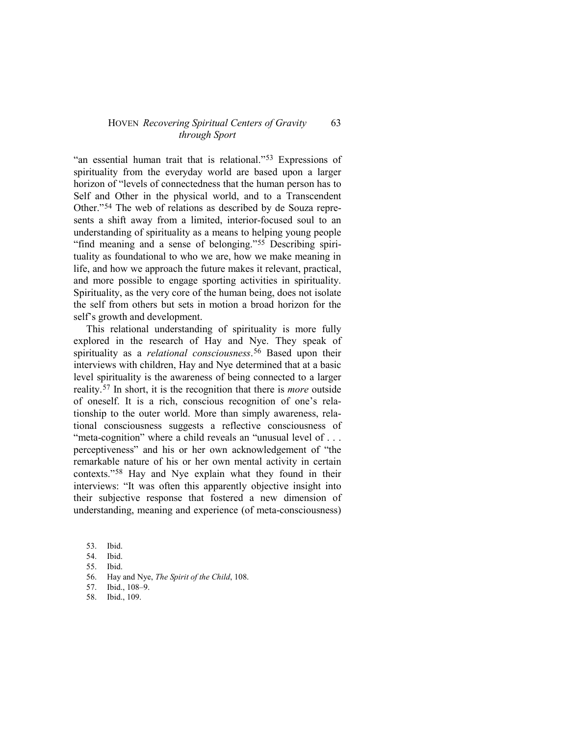"an essential human trait that is relational."[53] Expressions of spirituality from the everyday world are based upon a larger horizon of "levels of connectedness that the human person has to Self and Other in the physical world, and to a Transcendent Other."[54] The web of relations as described by de Souza represents a shift away from a limited, interior-focused soul to an understanding of spirituality as a means to helping young people "find meaning and a sense of belonging."[55] Describing spirituality as foundational to who we are, how we make meaning in life, and how we approach the future makes it relevant, practical, and more possible to engage sporting activities in spirituality. Spirituality, as the very core of the human being, does not isolate the self from others but sets in motion a broad horizon for the self's growth and development.

This relational understanding of spirituality is more fully explored in the research of Hay and Nye. They speak of spirituality as a *relational consciousness*.[56] Based upon their interviews with children, Hay and Nye determined that at a basic level spirituality is the awareness of being connected to a larger reality.[57] In short, it is the recognition that there is *more* outside of oneself. It is a rich, conscious recognition of one's relationship to the outer world. More than simply awareness, relational consciousness suggests a reflective consciousness of "meta-cognition" where a child reveals an "unusual level of . . . perceptiveness" and his or her own acknowledgement of "the remarkable nature of his or her own mental activity in certain contexts."[58] Hay and Nye explain what they found in their interviews: "It was often this apparently objective insight into their subjective response that fostered a new dimension of understanding, meaning and experience (of meta-consciousness)

53. Ibid.
54. Ibid.
55. Ibid.
56. Hay and Nye, *The Spirit of the Child*, 108.
57. Ibid., 108–9.
58. Ibid., 109.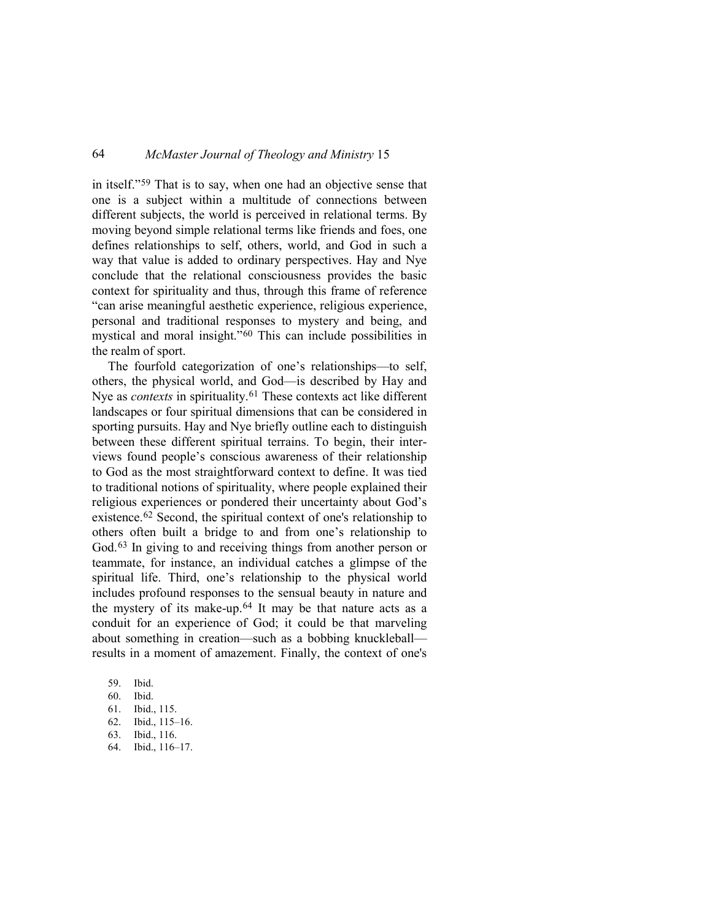in itself."[59] That is to say, when one had an objective sense that one is a subject within a multitude of connections between different subjects, the world is perceived in relational terms. By moving beyond simple relational terms like friends and foes, one defines relationships to self, others, world, and God in such a way that value is added to ordinary perspectives. Hay and Nye conclude that the relational consciousness provides the basic context for spirituality and thus, through this frame of reference "can arise meaningful aesthetic experience, religious experience, personal and traditional responses to mystery and being, and mystical and moral insight."[60] This can include possibilities in the realm of sport.

The fourfold categorization of one's relationships—to self, others, the physical world, and God—is described by Hay and Nye as *contexts* in spirituality.[61] These contexts act like different landscapes or four spiritual dimensions that can be considered in sporting pursuits. Hay and Nye briefly outline each to distinguish between these different spiritual terrains. To begin, their interviews found people's conscious awareness of their relationship to God as the most straightforward context to define. It was tied to traditional notions of spirituality, where people explained their religious experiences or pondered their uncertainty about God's existence.[62] Second, the spiritual context of one's relationship to others often built a bridge to and from one's relationship to God.[63] In giving to and receiving things from another person or teammate, for instance, an individual catches a glimpse of the spiritual life. Third, one's relationship to the physical world includes profound responses to the sensual beauty in nature and the mystery of its make-up.[64] It may be that nature acts as a conduit for an experience of God; it could be that marveling about something in creation—such as a bobbing knuckleball—results in a moment of amazement. Finally, the context of one's

59. Ibid.
60. Ibid.
61. Ibid., 115.
62. Ibid., 115–16.
63. Ibid., 116.
64. Ibid., 116–17.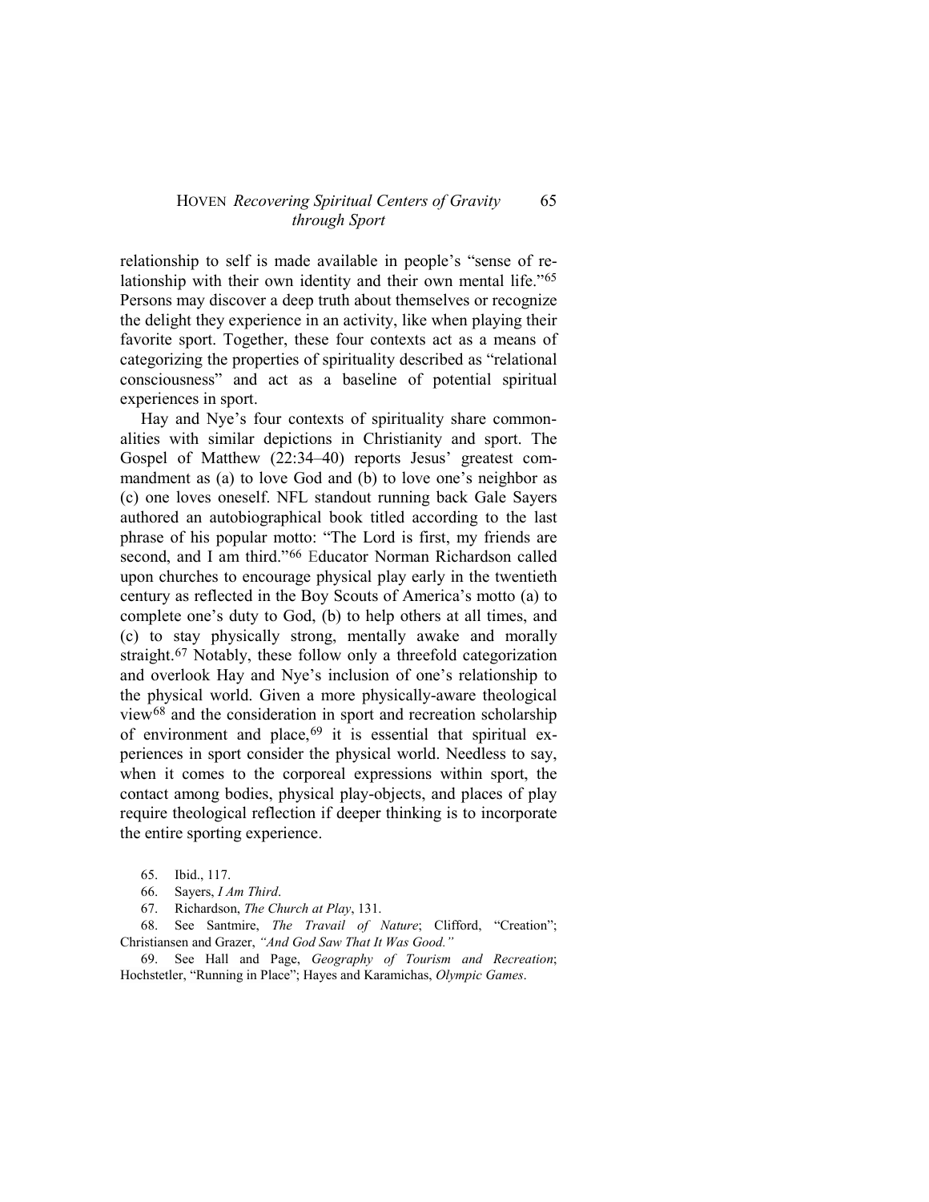relationship to self is made available in people's "sense of relationship with their own identity and their own mental life."[65] Persons may discover a deep truth about themselves or recognize the delight they experience in an activity, like when playing their favorite sport. Together, these four contexts act as a means of categorizing the properties of spirituality described as "relational consciousness" and act as a baseline of potential spiritual experiences in sport.

Hay and Nye's four contexts of spirituality share commonalities with similar depictions in Christianity and sport. The Gospel of Matthew (22:34–40) reports Jesus' greatest commandment as (a) to love God and (b) to love one's neighbor as (c) one loves oneself. NFL standout running back Gale Sayers authored an autobiographical book titled according to the last phrase of his popular motto: "The Lord is first, my friends are second, and I am third."[66] Educator Norman Richardson called upon churches to encourage physical play early in the twentieth century as reflected in the Boy Scouts of America's motto (a) to complete one's duty to God, (b) to help others at all times, and (c) to stay physically strong, mentally awake and morally straight.[67] Notably, these follow only a threefold categorization and overlook Hay and Nye's inclusion of one's relationship to the physical world. Given a more physically-aware theological view[68] and the consideration in sport and recreation scholarship of environment and place,[69] it is essential that spiritual experiences in sport consider the physical world. Needless to say, when it comes to the corporeal expressions within sport, the contact among bodies, physical play-objects, and places of play require theological reflection if deeper thinking is to incorporate the entire sporting experience.

65. Ibid., 117.

66. Sayers, *I Am Third*.

67. Richardson, *The Church at Play*, 131.

68. See Santmire, *The Travail of Nature*; Clifford, "Creation"; Christiansen and Grazer, *"And God Saw That It Was Good."*

69. See Hall and Page, *Geography of Tourism and Recreation*; Hochstetler, "Running in Place"; Hayes and Karamichas, *Olympic Games*.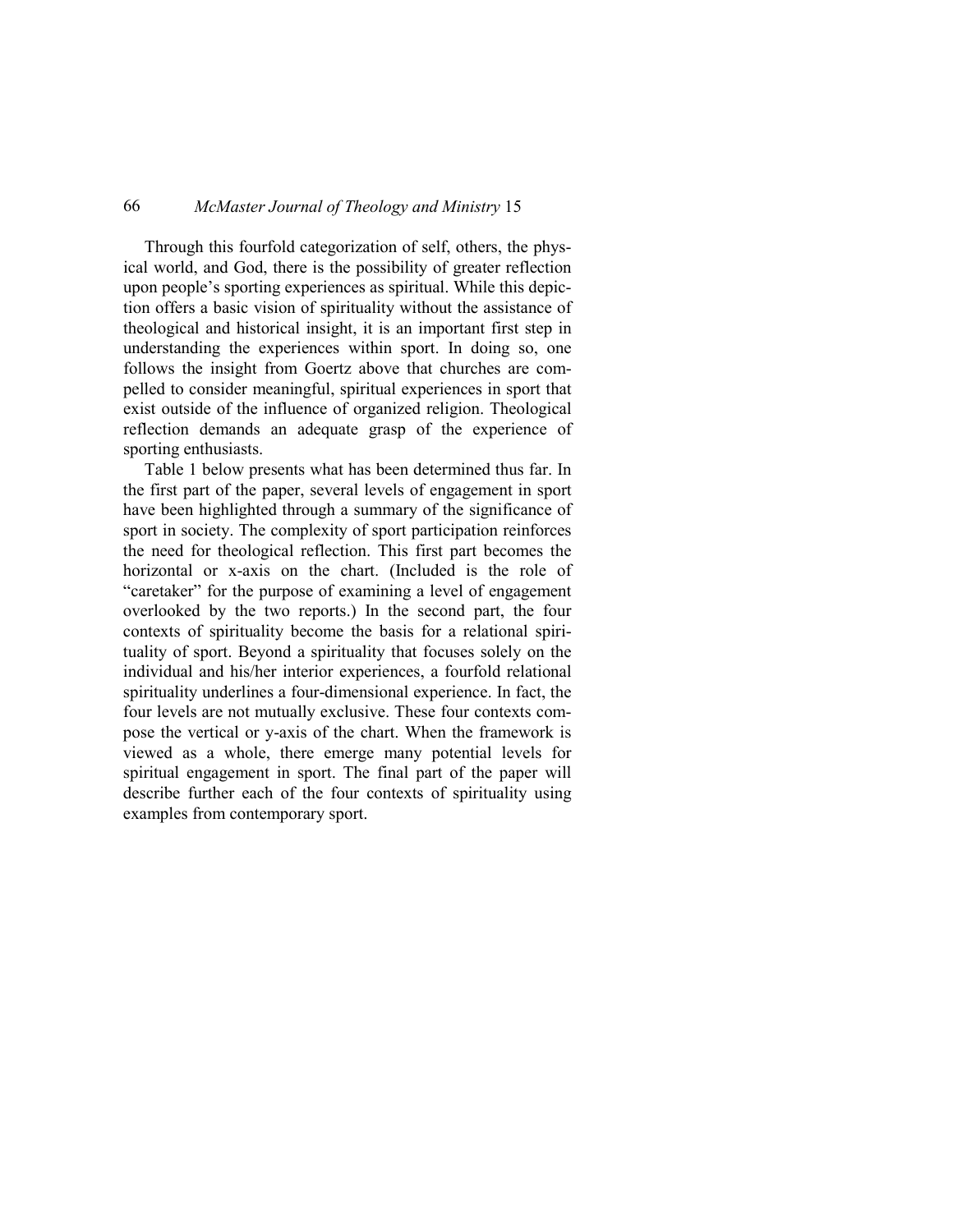Through this fourfold categorization of self, others, the physical world, and God, there is the possibility of greater reflection upon people's sporting experiences as spiritual. While this depiction offers a basic vision of spirituality without the assistance of theological and historical insight, it is an important first step in understanding the experiences within sport. In doing so, one follows the insight from Goertz above that churches are compelled to consider meaningful, spiritual experiences in sport that exist outside of the influence of organized religion. Theological reflection demands an adequate grasp of the experience of sporting enthusiasts.

Table 1 below presents what has been determined thus far. In the first part of the paper, several levels of engagement in sport have been highlighted through a summary of the significance of sport in society. The complexity of sport participation reinforces the need for theological reflection. This first part becomes the horizontal or x-axis on the chart. (Included is the role of "caretaker" for the purpose of examining a level of engagement overlooked by the two reports.) In the second part, the four contexts of spirituality become the basis for a relational spirituality of sport. Beyond a spirituality that focuses solely on the individual and his/her interior experiences, a fourfold relational spirituality underlines a four-dimensional experience. In fact, the four levels are not mutually exclusive. These four contexts compose the vertical or y-axis of the chart. When the framework is viewed as a whole, there emerge many potential levels for spiritual engagement in sport. The final part of the paper will describe further each of the four contexts of spirituality using examples from contemporary sport.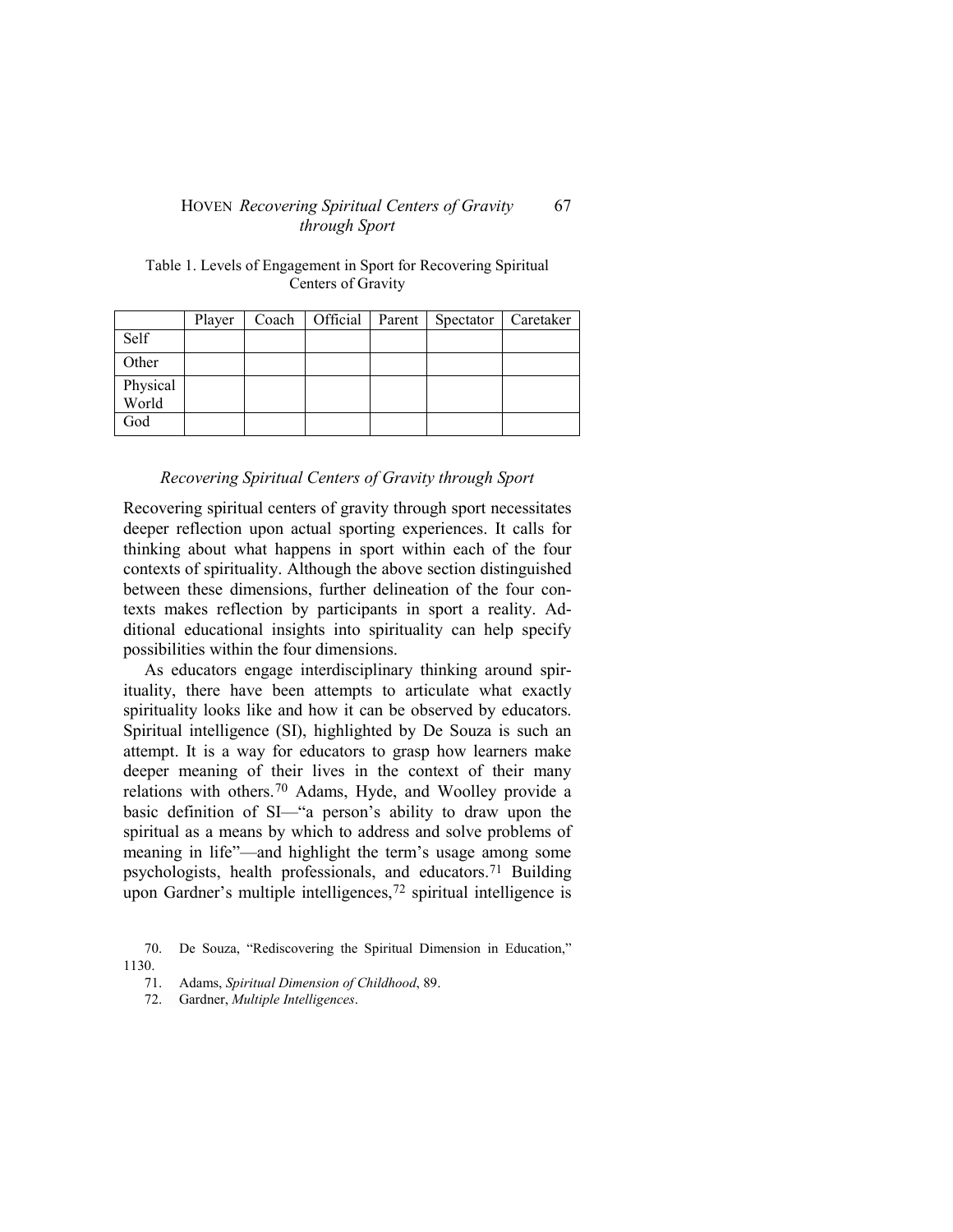Table 1. Levels of Engagement in Sport for Recovering Spiritual Centers of Gravity

| | Player | Coach | Official | Parent | Spectator | Caretaker |
|---|---|---|---|---|---|---|
| Self | | | | | | |
| Other | | | | | | |
| Physical World | | | | | | |
| God | | | | | | |

### *Recovering Spiritual Centers of Gravity through Sport*

Recovering spiritual centers of gravity through sport necessitates deeper reflection upon actual sporting experiences. It calls for thinking about what happens in sport within each of the four contexts of spirituality. Although the above section distinguished between these dimensions, further delineation of the four contexts makes reflection by participants in sport a reality. Additional educational insights into spirituality can help specify possibilities within the four dimensions.

As educators engage interdisciplinary thinking around spirituality, there have been attempts to articulate what exactly spirituality looks like and how it can be observed by educators. Spiritual intelligence (SI), highlighted by De Souza is such an attempt. It is a way for educators to grasp how learners make deeper meaning of their lives in the context of their many relations with others.[70] Adams, Hyde, and Woolley provide a basic definition of SI—"a person's ability to draw upon the spiritual as a means by which to address and solve problems of meaning in life"—and highlight the term's usage among some psychologists, health professionals, and educators.[71] Building upon Gardner's multiple intelligences,[72] spiritual intelligence is

70. De Souza, "Rediscovering the Spiritual Dimension in Education," 1130.

71. Adams, *Spiritual Dimension of Childhood*, 89.

72. Gardner, *Multiple Intelligences*.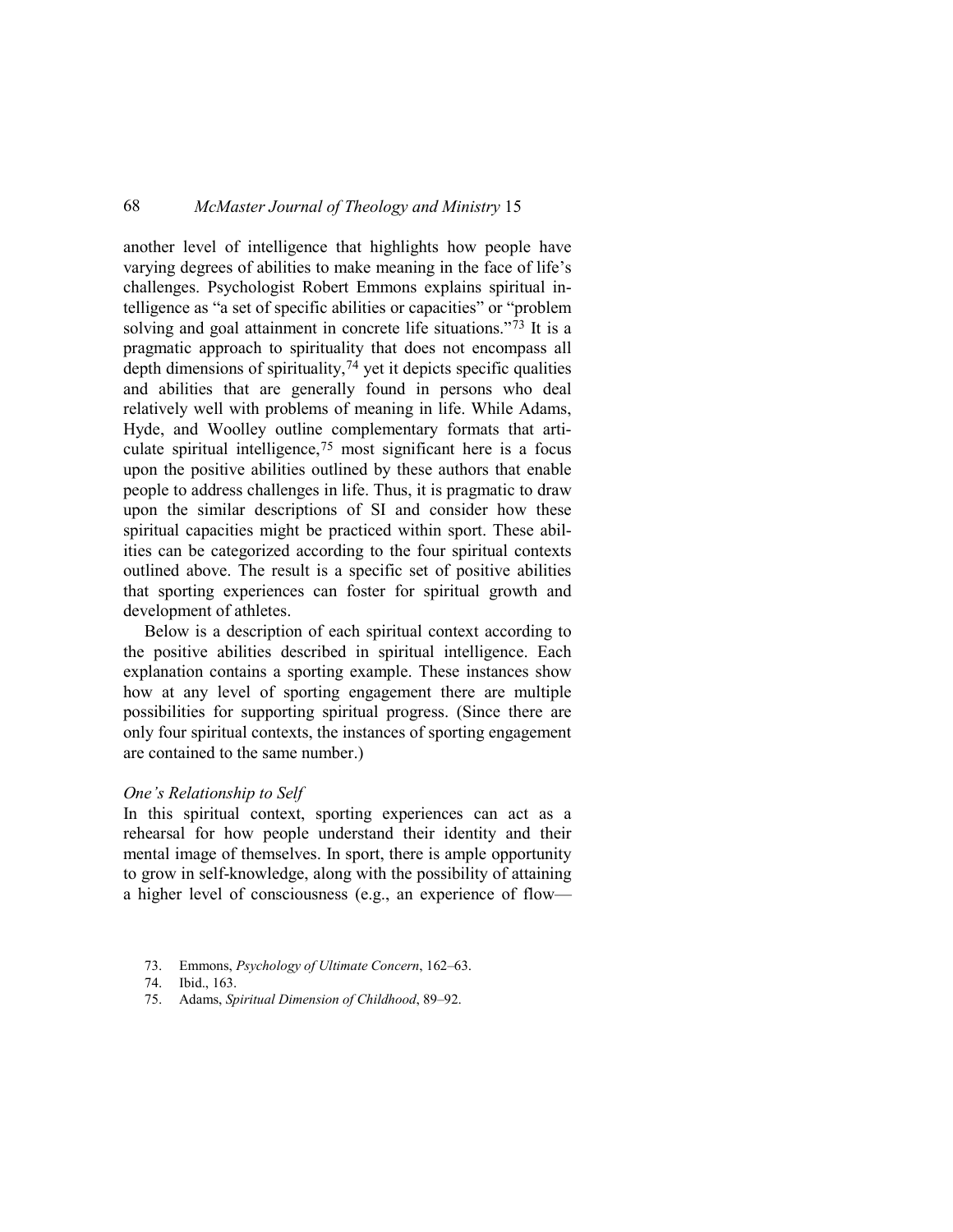another level of intelligence that highlights how people have varying degrees of abilities to make meaning in the face of life's challenges. Psychologist Robert Emmons explains spiritual intelligence as "a set of specific abilities or capacities" or "problem solving and goal attainment in concrete life situations."[73] It is a pragmatic approach to spirituality that does not encompass all depth dimensions of spirituality,[74] yet it depicts specific qualities and abilities that are generally found in persons who deal relatively well with problems of meaning in life. While Adams, Hyde, and Woolley outline complementary formats that articulate spiritual intelligence,[75] most significant here is a focus upon the positive abilities outlined by these authors that enable people to address challenges in life. Thus, it is pragmatic to draw upon the similar descriptions of SI and consider how these spiritual capacities might be practiced within sport. These abilities can be categorized according to the four spiritual contexts outlined above. The result is a specific set of positive abilities that sporting experiences can foster for spiritual growth and development of athletes.

Below is a description of each spiritual context according to the positive abilities described in spiritual intelligence. Each explanation contains a sporting example. These instances show how at any level of sporting engagement there are multiple possibilities for supporting spiritual progress. (Since there are only four spiritual contexts, the instances of sporting engagement are contained to the same number.)

*One's Relationship to Self*

In this spiritual context, sporting experiences can act as a rehearsal for how people understand their identity and their mental image of themselves. In sport, there is ample opportunity to grow in self-knowledge, along with the possibility of attaining a higher level of consciousness (e.g., an experience of flow—

73. Emmons, *Psychology of Ultimate Concern*, 162–63.
74. Ibid., 163.
75. Adams, *Spiritual Dimension of Childhood*, 89–92.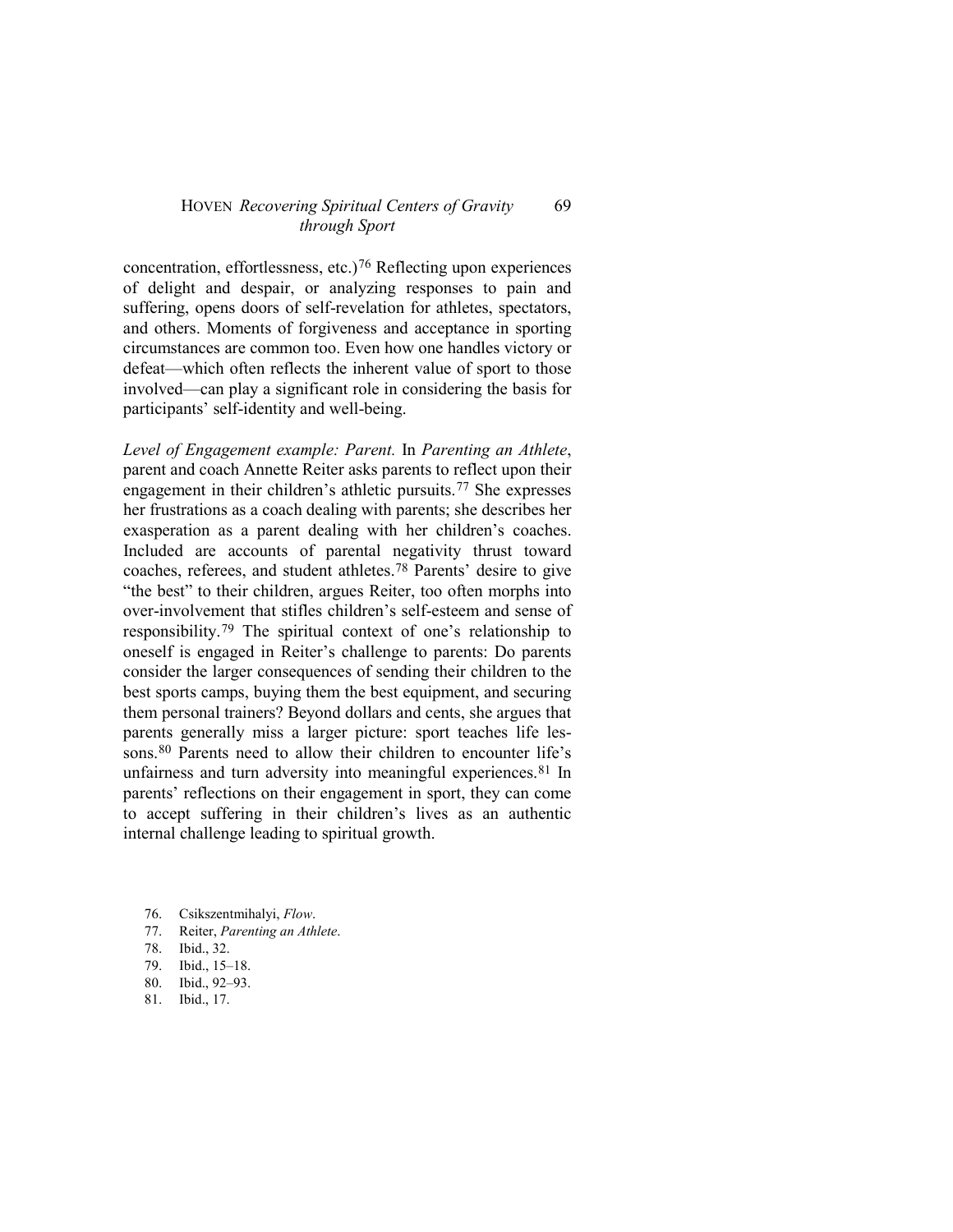concentration, effortlessness, etc.)[76] Reflecting upon experiences of delight and despair, or analyzing responses to pain and suffering, opens doors of self-revelation for athletes, spectators, and others. Moments of forgiveness and acceptance in sporting circumstances are common too. Even how one handles victory or defeat—which often reflects the inherent value of sport to those involved—can play a significant role in considering the basis for participants' self-identity and well-being.

*Level of Engagement example: Parent.* In *Parenting an Athlete*, parent and coach Annette Reiter asks parents to reflect upon their engagement in their children's athletic pursuits.[77] She expresses her frustrations as a coach dealing with parents; she describes her exasperation as a parent dealing with her children's coaches. Included are accounts of parental negativity thrust toward coaches, referees, and student athletes.[78] Parents' desire to give "the best" to their children, argues Reiter, too often morphs into over-involvement that stifles children's self-esteem and sense of responsibility.[79] The spiritual context of one's relationship to oneself is engaged in Reiter's challenge to parents: Do parents consider the larger consequences of sending their children to the best sports camps, buying them the best equipment, and securing them personal trainers? Beyond dollars and cents, she argues that parents generally miss a larger picture: sport teaches life lessons.[80] Parents need to allow their children to encounter life's unfairness and turn adversity into meaningful experiences.[81] In parents' reflections on their engagement in sport, they can come to accept suffering in their children's lives as an authentic internal challenge leading to spiritual growth.

76. Csikszentmihalyi, *Flow*.
77. Reiter, *Parenting an Athlete*.
78. Ibid., 32.
79. Ibid., 15–18.
80. Ibid., 92–93.
81. Ibid., 17.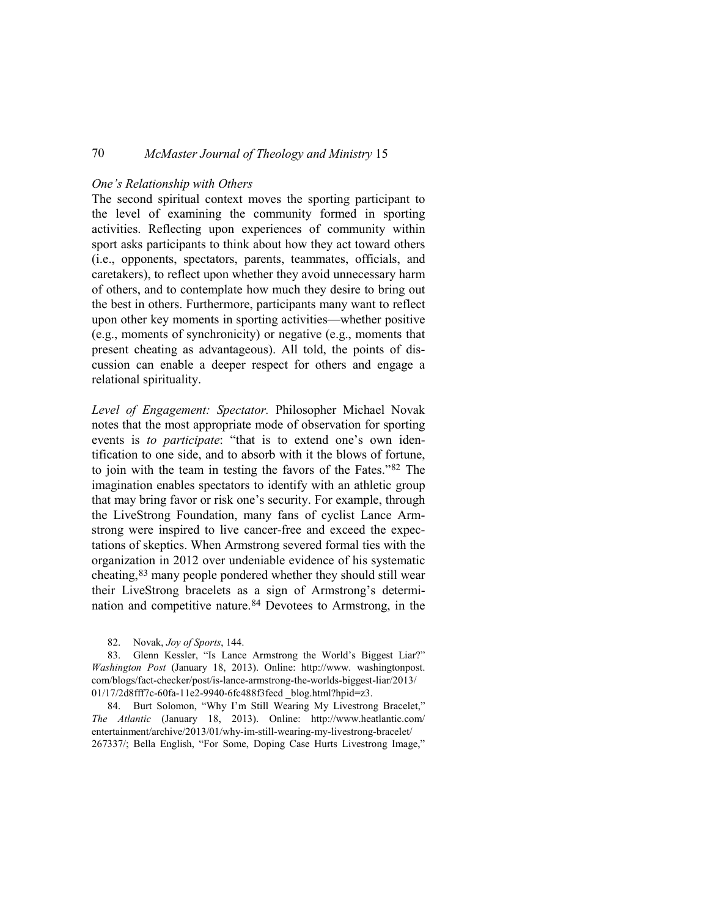*One's Relationship with Others*

The second spiritual context moves the sporting participant to the level of examining the community formed in sporting activities. Reflecting upon experiences of community within sport asks participants to think about how they act toward others (i.e., opponents, spectators, parents, teammates, officials, and caretakers), to reflect upon whether they avoid unnecessary harm of others, and to contemplate how much they desire to bring out the best in others. Furthermore, participants many want to reflect upon other key moments in sporting activities—whether positive (e.g., moments of synchronicity) or negative (e.g., moments that present cheating as advantageous). All told, the points of discussion can enable a deeper respect for others and engage a relational spirituality.

*Level of Engagement: Spectator.* Philosopher Michael Novak notes that the most appropriate mode of observation for sporting events is *to participate*: "that is to extend one's own identification to one side, and to absorb with it the blows of fortune, to join with the team in testing the favors of the Fates."[82] The imagination enables spectators to identify with an athletic group that may bring favor or risk one's security. For example, through the LiveStrong Foundation, many fans of cyclist Lance Armstrong were inspired to live cancer-free and exceed the expectations of skeptics. When Armstrong severed formal ties with the organization in 2012 over undeniable evidence of his systematic cheating,[83] many people pondered whether they should still wear their LiveStrong bracelets as a sign of Armstrong's determination and competitive nature.[84] Devotees to Armstrong, in the

82. Novak, *Joy of Sports*, 144.

83. Glenn Kessler, "Is Lance Armstrong the World's Biggest Liar?" *Washington Post* (January 18, 2013). Online: http://www. washingtonpost. com/blogs/fact-checker/post/is-lance-armstrong-the-worlds-biggest-liar/2013/ 01/17/2d8fff7c-60fa-11e2-9940-6fc488f3fecd _blog.html?hpid=z3.

84. Burt Solomon, "Why I'm Still Wearing My Livestrong Bracelet," *The Atlantic* (January 18, 2013). Online: http://www.heatlantic.com/ entertainment/archive/2013/01/why-im-still-wearing-my-livestrong-bracelet/ 267337/; Bella English, "For Some, Doping Case Hurts Livestrong Image,"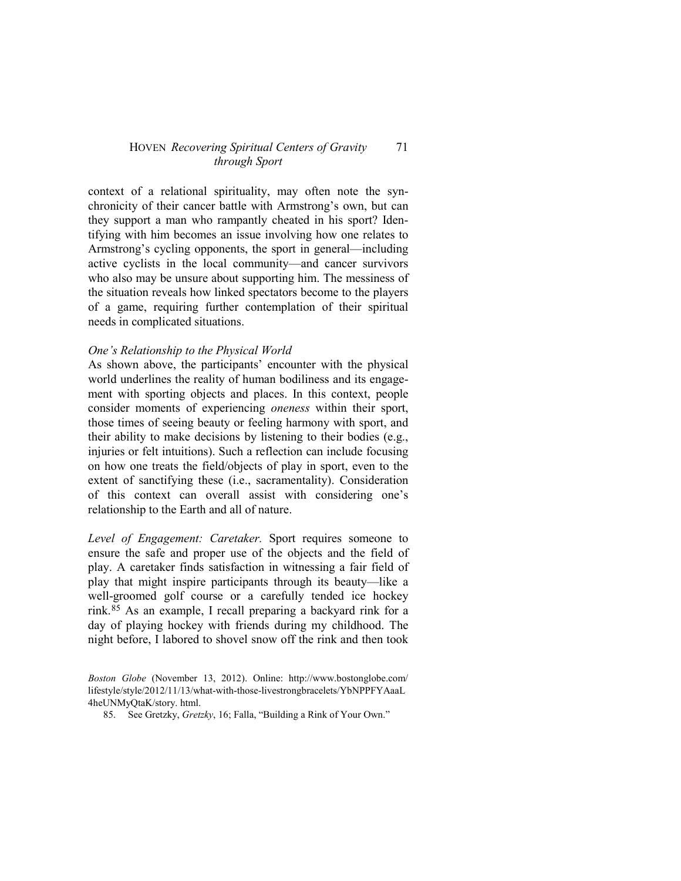context of a relational spirituality, may often note the synchronicity of their cancer battle with Armstrong's own, but can they support a man who rampantly cheated in his sport? Identifying with him becomes an issue involving how one relates to Armstrong's cycling opponents, the sport in general—including active cyclists in the local community—and cancer survivors who also may be unsure about supporting him. The messiness of the situation reveals how linked spectators become to the players of a game, requiring further contemplation of their spiritual needs in complicated situations.

### *One's Relationship to the Physical World*

As shown above, the participants' encounter with the physical world underlines the reality of human bodiliness and its engagement with sporting objects and places. In this context, people consider moments of experiencing *oneness* within their sport, those times of seeing beauty or feeling harmony with sport, and their ability to make decisions by listening to their bodies (e.g., injuries or felt intuitions). Such a reflection can include focusing on how one treats the field/objects of play in sport, even to the extent of sanctifying these (i.e., sacramentality). Consideration of this context can overall assist with considering one's relationship to the Earth and all of nature.

*Level of Engagement: Caretaker.* Sport requires someone to ensure the safe and proper use of the objects and the field of play. A caretaker finds satisfaction in witnessing a fair field of play that might inspire participants through its beauty—like a well-groomed golf course or a carefully tended ice hockey rink.[85] As an example, I recall preparing a backyard rink for a day of playing hockey with friends during my childhood. The night before, I labored to shovel snow off the rink and then took

---

*Boston Globe* (November 13, 2012). Online: http://www.bostonglobe.com/lifestyle/style/2012/11/13/what-with-those-livestrongbracelets/YbNPPFYAaaL4heUNMyQtaK/story. html.

85. See Gretzky, *Gretzky*, 16; Falla, "Building a Rink of Your Own."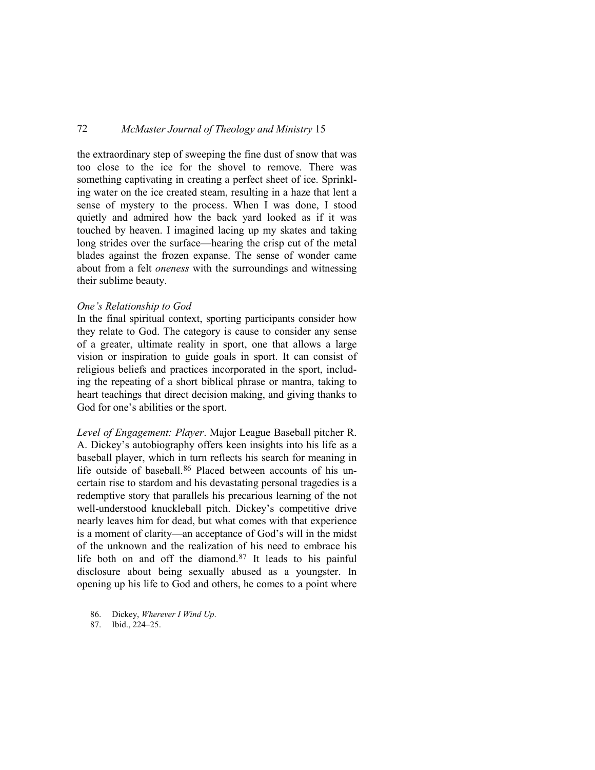the extraordinary step of sweeping the fine dust of snow that was too close to the ice for the shovel to remove. There was something captivating in creating a perfect sheet of ice. Sprinkling water on the ice created steam, resulting in a haze that lent a sense of mystery to the process. When I was done, I stood quietly and admired how the back yard looked as if it was touched by heaven. I imagined lacing up my skates and taking long strides over the surface—hearing the crisp cut of the metal blades against the frozen expanse. The sense of wonder came about from a felt *oneness* with the surroundings and witnessing their sublime beauty.

*One's Relationship to God*

In the final spiritual context, sporting participants consider how they relate to God. The category is cause to consider any sense of a greater, ultimate reality in sport, one that allows a large vision or inspiration to guide goals in sport. It can consist of religious beliefs and practices incorporated in the sport, including the repeating of a short biblical phrase or mantra, taking to heart teachings that direct decision making, and giving thanks to God for one's abilities or the sport.

*Level of Engagement: Player*. Major League Baseball pitcher R. A. Dickey's autobiography offers keen insights into his life as a baseball player, which in turn reflects his search for meaning in life outside of baseball.[86] Placed between accounts of his uncertain rise to stardom and his devastating personal tragedies is a redemptive story that parallels his precarious learning of the not well-understood knuckleball pitch. Dickey's competitive drive nearly leaves him for dead, but what comes with that experience is a moment of clarity—an acceptance of God's will in the midst of the unknown and the realization of his need to embrace his life both on and off the diamond.[87] It leads to his painful disclosure about being sexually abused as a youngster. In opening up his life to God and others, he comes to a point where

86. Dickey, *Wherever I Wind Up*.
87. Ibid., 224–25.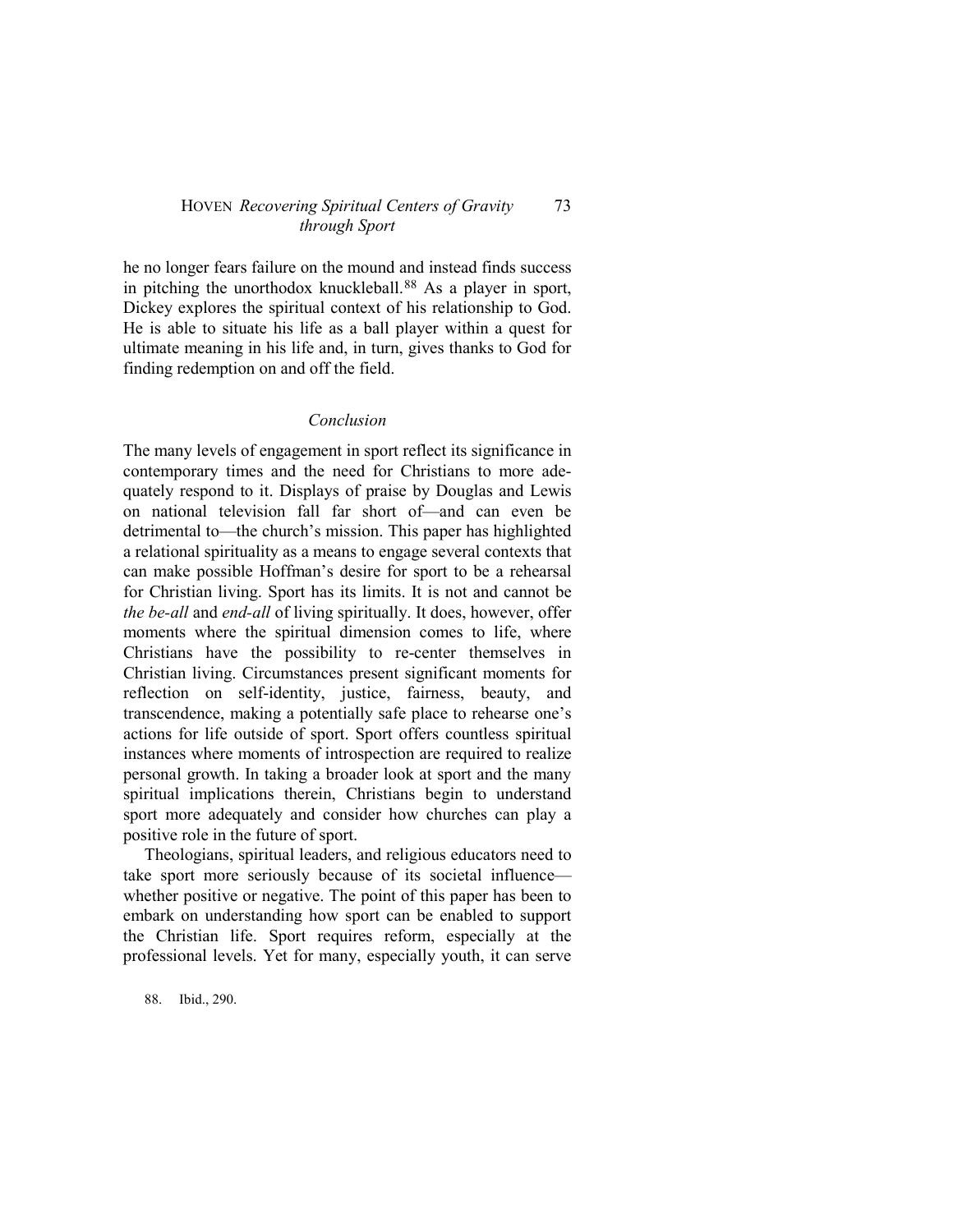he no longer fears failure on the mound and instead finds success in pitching the unorthodox knuckleball.[88] As a player in sport, Dickey explores the spiritual context of his relationship to God. He is able to situate his life as a ball player within a quest for ultimate meaning in his life and, in turn, gives thanks to God for finding redemption on and off the field.

## *Conclusion*

The many levels of engagement in sport reflect its significance in contemporary times and the need for Christians to more adequately respond to it. Displays of praise by Douglas and Lewis on national television fall far short of—and can even be detrimental to—the church's mission. This paper has highlighted a relational spirituality as a means to engage several contexts that can make possible Hoffman's desire for sport to be a rehearsal for Christian living. Sport has its limits. It is not and cannot be *the be-all* and *end-all* of living spiritually. It does, however, offer moments where the spiritual dimension comes to life, where Christians have the possibility to re-center themselves in Christian living. Circumstances present significant moments for reflection on self-identity, justice, fairness, beauty, and transcendence, making a potentially safe place to rehearse one's actions for life outside of sport. Sport offers countless spiritual instances where moments of introspection are required to realize personal growth. In taking a broader look at sport and the many spiritual implications therein, Christians begin to understand sport more adequately and consider how churches can play a positive role in the future of sport.

Theologians, spiritual leaders, and religious educators need to take sport more seriously because of its societal influence—whether positive or negative. The point of this paper has been to embark on understanding how sport can be enabled to support the Christian life. Sport requires reform, especially at the professional levels. Yet for many, especially youth, it can serve

88. Ibid., 290.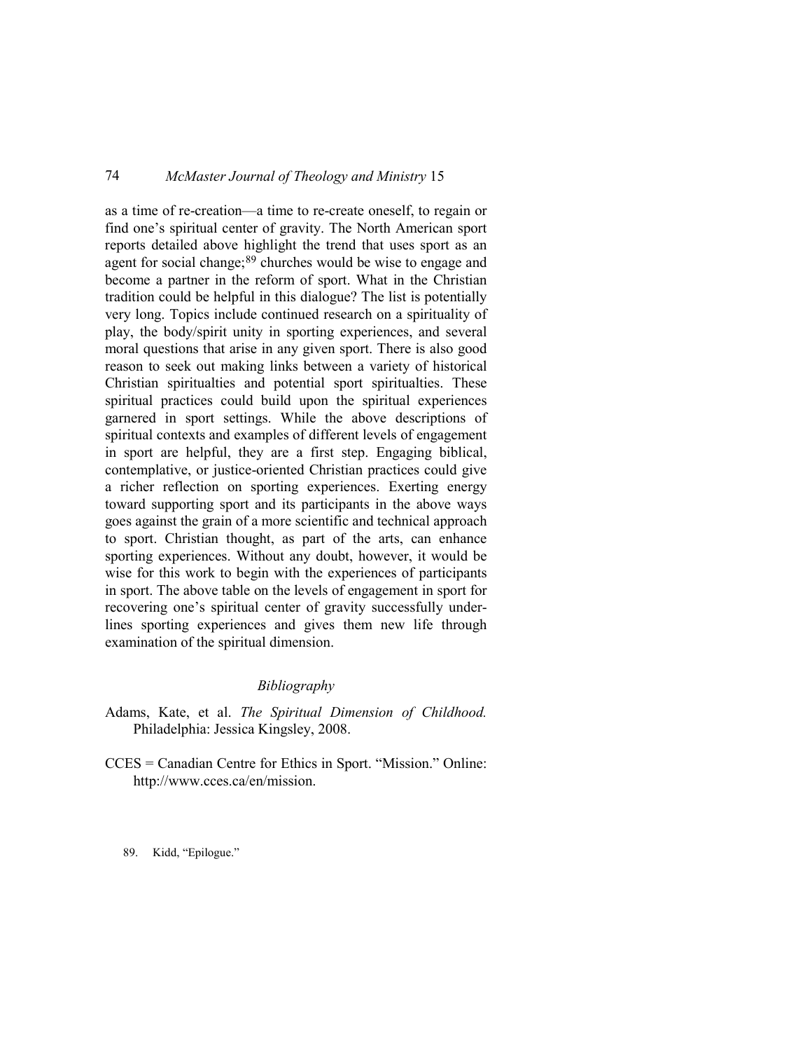as a time of re-creation—a time to re-create oneself, to regain or find one's spiritual center of gravity. The North American sport reports detailed above highlight the trend that uses sport as an agent for social change;[89] churches would be wise to engage and become a partner in the reform of sport. What in the Christian tradition could be helpful in this dialogue? The list is potentially very long. Topics include continued research on a spirituality of play, the body/spirit unity in sporting experiences, and several moral questions that arise in any given sport. There is also good reason to seek out making links between a variety of historical Christian spiritualties and potential sport spiritualties. These spiritual practices could build upon the spiritual experiences garnered in sport settings. While the above descriptions of spiritual contexts and examples of different levels of engagement in sport are helpful, they are a first step. Engaging biblical, contemplative, or justice-oriented Christian practices could give a richer reflection on sporting experiences. Exerting energy toward supporting sport and its participants in the above ways goes against the grain of a more scientific and technical approach to sport. Christian thought, as part of the arts, can enhance sporting experiences. Without any doubt, however, it would be wise for this work to begin with the experiences of participants in sport. The above table on the levels of engagement in sport for recovering one's spiritual center of gravity successfully underlines sporting experiences and gives them new life through examination of the spiritual dimension.

## *Bibliography*

Adams, Kate, et al. *The Spiritual Dimension of Childhood.* Philadelphia: Jessica Kingsley, 2008.

CCES = Canadian Centre for Ethics in Sport. "Mission." Online: http://www.cces.ca/en/mission.

89. Kidd, "Epilogue."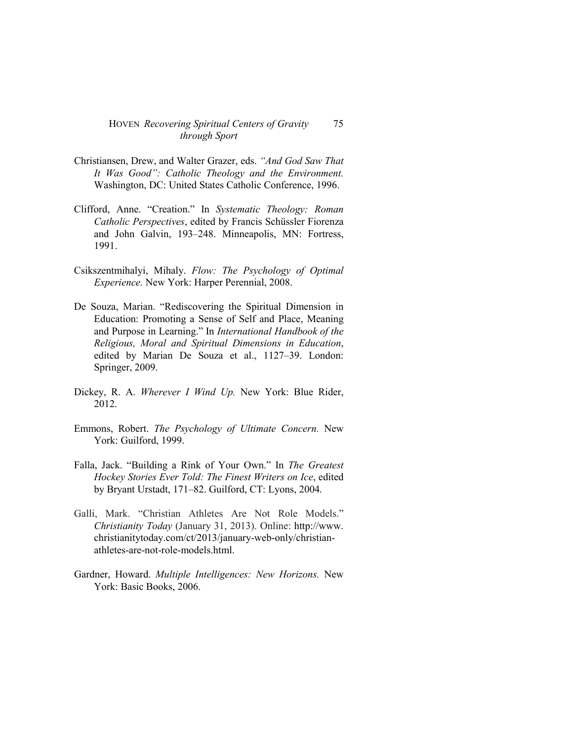Christiansen, Drew, and Walter Grazer, eds. *"And God Saw That It Was Good": Catholic Theology and the Environment.* Washington, DC: United States Catholic Conference, 1996.

Clifford, Anne. "Creation." In *Systematic Theology: Roman Catholic Perspectives*, edited by Francis Schüssler Fiorenza and John Galvin, 193–248. Minneapolis, MN: Fortress, 1991.

Csikszentmihalyi, Mihaly. *Flow: The Psychology of Optimal Experience.* New York: Harper Perennial, 2008.

De Souza, Marian. "Rediscovering the Spiritual Dimension in Education: Promoting a Sense of Self and Place, Meaning and Purpose in Learning." In *International Handbook of the Religious, Moral and Spiritual Dimensions in Education*, edited by Marian De Souza et al., 1127–39. London: Springer, 2009.

Dickey, R. A. *Wherever I Wind Up.* New York: Blue Rider, 2012.

Emmons, Robert. *The Psychology of Ultimate Concern.* New York: Guilford, 1999.

Falla, Jack. "Building a Rink of Your Own." In *The Greatest Hockey Stories Ever Told: The Finest Writers on Ice*, edited by Bryant Urstadt, 171–82. Guilford, CT: Lyons, 2004.

Galli, Mark. "Christian Athletes Are Not Role Models." *Christianity Today* (January 31, 2013). Online: http://www.christianitytoday.com/ct/2013/january-web-only/christian-athletes-are-not-role-models.html.

Gardner, Howard. *Multiple Intelligences: New Horizons.* New York: Basic Books, 2006.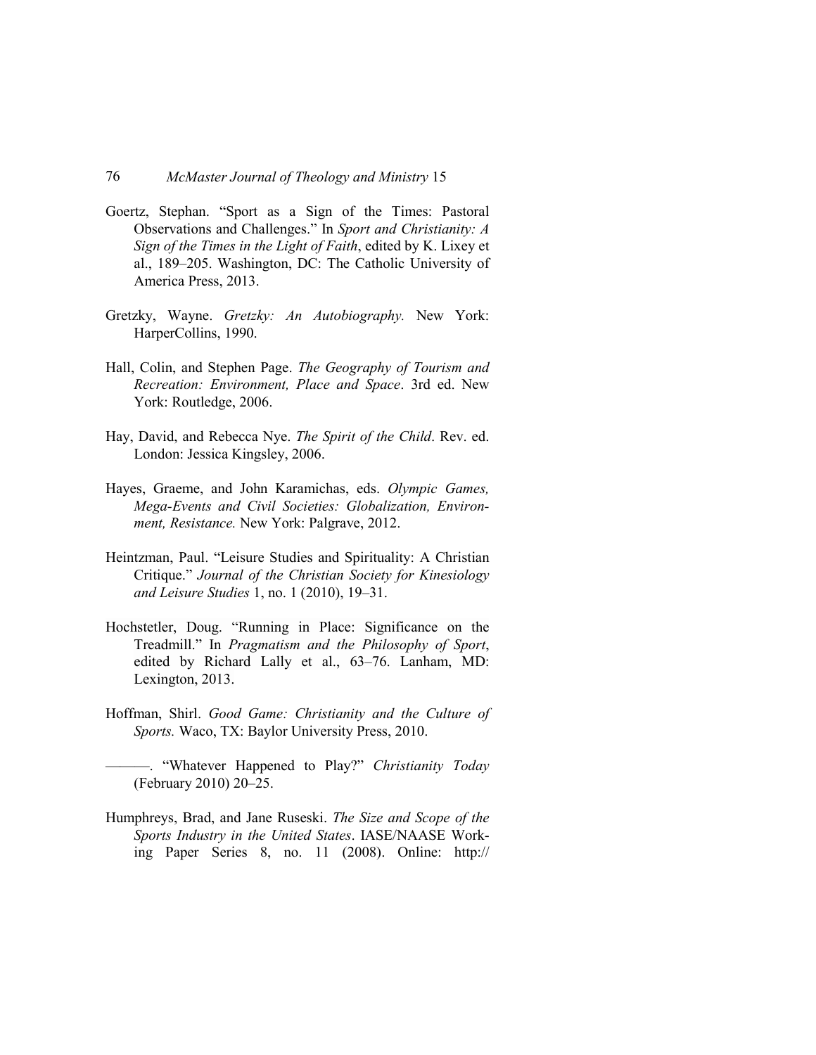Goertz, Stephan. “Sport as a Sign of the Times: Pastoral Observations and Challenges.” In *Sport and Christianity: A Sign of the Times in the Light of Faith*, edited by K. Lixey et al., 189–205. Washington, DC: The Catholic University of America Press, 2013.

Gretzky, Wayne. *Gretzky: An Autobiography.* New York: HarperCollins, 1990.

Hall, Colin, and Stephen Page. *The Geography of Tourism and Recreation: Environment, Place and Space*. 3rd ed. New York: Routledge, 2006.

Hay, David, and Rebecca Nye. *The Spirit of the Child*. Rev. ed. London: Jessica Kingsley, 2006.

Hayes, Graeme, and John Karamichas, eds. *Olympic Games, Mega-Events and Civil Societies: Globalization, Environment, Resistance.* New York: Palgrave, 2012.

Heintzman, Paul. “Leisure Studies and Spirituality: A Christian Critique.” *Journal of the Christian Society for Kinesiology and Leisure Studies* 1, no. 1 (2010), 19–31.

Hochstetler, Doug. “Running in Place: Significance on the Treadmill.” In *Pragmatism and the Philosophy of Sport*, edited by Richard Lally et al., 63–76. Lanham, MD: Lexington, 2013.

Hoffman, Shirl. *Good Game: Christianity and the Culture of Sports.* Waco, TX: Baylor University Press, 2010.

———. “Whatever Happened to Play?” *Christianity Today* (February 2010) 20–25.

Humphreys, Brad, and Jane Ruseski. *The Size and Scope of the Sports Industry in the United States*. IASE/NAASE Working Paper Series 8, no. 11 (2008). Online: http://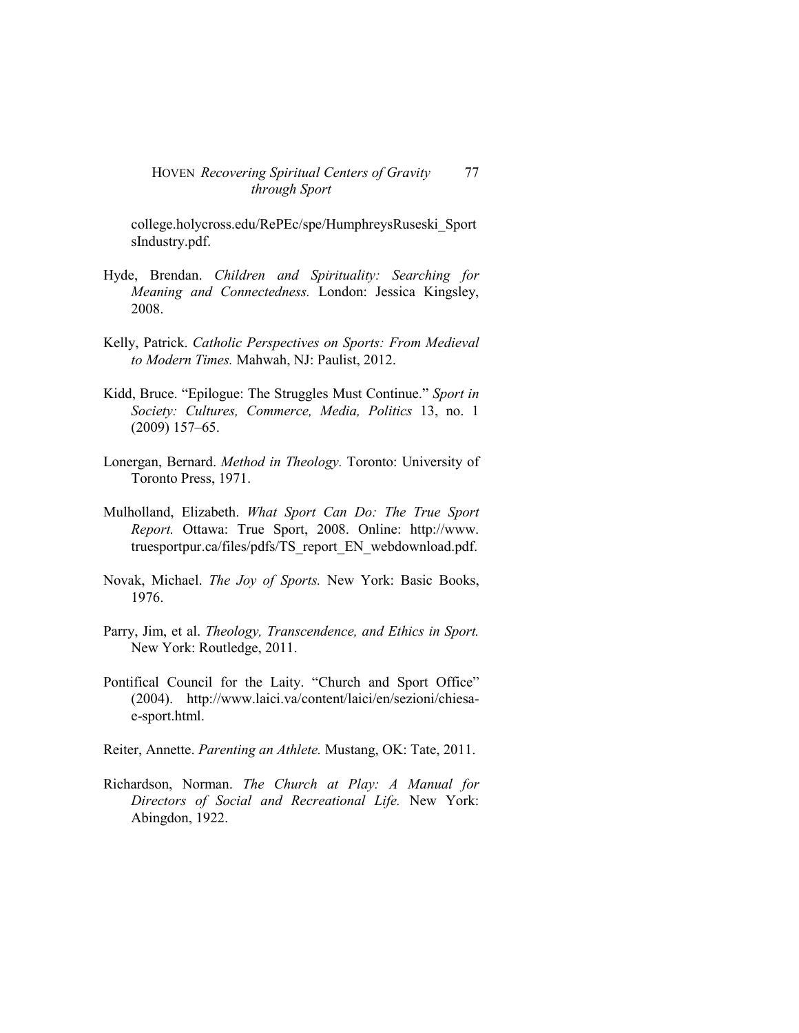college.holycross.edu/RePEc/spe/HumphreysRuseski_SportsIndustry.pdf.

Hyde, Brendan. *Children and Spirituality: Searching for Meaning and Connectedness.* London: Jessica Kingsley, 2008.

Kelly, Patrick. *Catholic Perspectives on Sports: From Medieval to Modern Times.* Mahwah, NJ: Paulist, 2012.

Kidd, Bruce. "Epilogue: The Struggles Must Continue." *Sport in Society: Cultures, Commerce, Media, Politics* 13, no. 1 (2009) 157–65.

Lonergan, Bernard. *Method in Theology.* Toronto: University of Toronto Press, 1971.

Mulholland, Elizabeth. *What Sport Can Do: The True Sport Report.* Ottawa: True Sport, 2008. Online: http://www.truesportpur.ca/files/pdfs/TS_report_EN_webdownload.pdf.

Novak, Michael. *The Joy of Sports.* New York: Basic Books, 1976.

Parry, Jim, et al. *Theology, Transcendence, and Ethics in Sport.* New York: Routledge, 2011.

Pontifical Council for the Laity. "Church and Sport Office" (2004). http://www.laici.va/content/laici/en/sezioni/chiesa-e-sport.html.

Reiter, Annette. *Parenting an Athlete.* Mustang, OK: Tate, 2011.

Richardson, Norman. *The Church at Play: A Manual for Directors of Social and Recreational Life.* New York: Abingdon, 1922.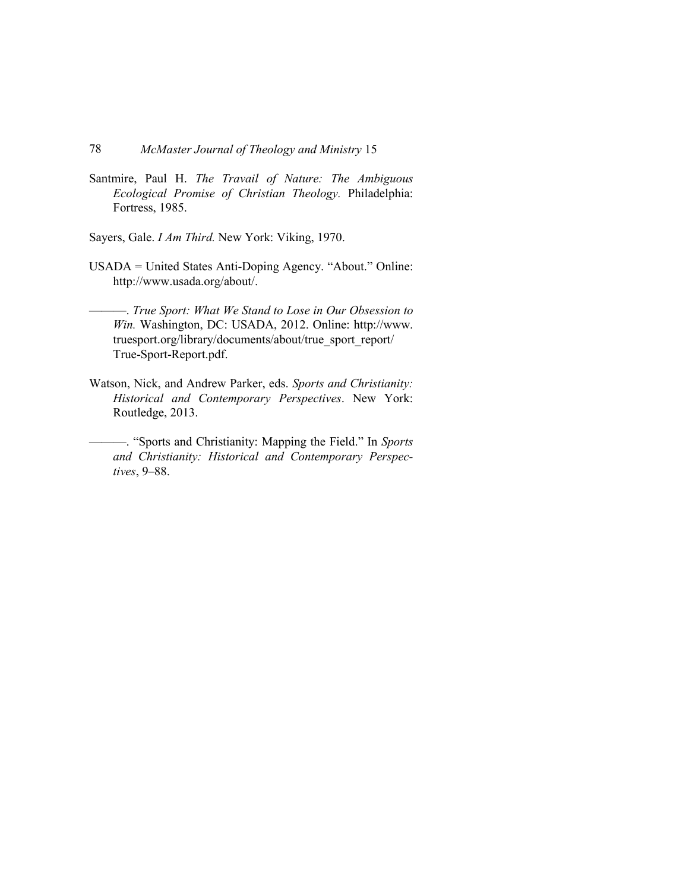Santmire, Paul H. *The Travail of Nature: The Ambiguous Ecological Promise of Christian Theology.* Philadelphia: Fortress, 1985.

Sayers, Gale. *I Am Third.* New York: Viking, 1970.

USADA = United States Anti-Doping Agency. “About.” Online: http://www.usada.org/about/.

———. *True Sport: What We Stand to Lose in Our Obsession to Win.* Washington, DC: USADA, 2012. Online: http://www.truesport.org/library/documents/about/true_sport_report/True-Sport-Report.pdf.

Watson, Nick, and Andrew Parker, eds. *Sports and Christianity: Historical and Contemporary Perspectives*. New York: Routledge, 2013.

———. “Sports and Christianity: Mapping the Field.” In *Sports and Christianity: Historical and Contemporary Perspectives*, 9–88.